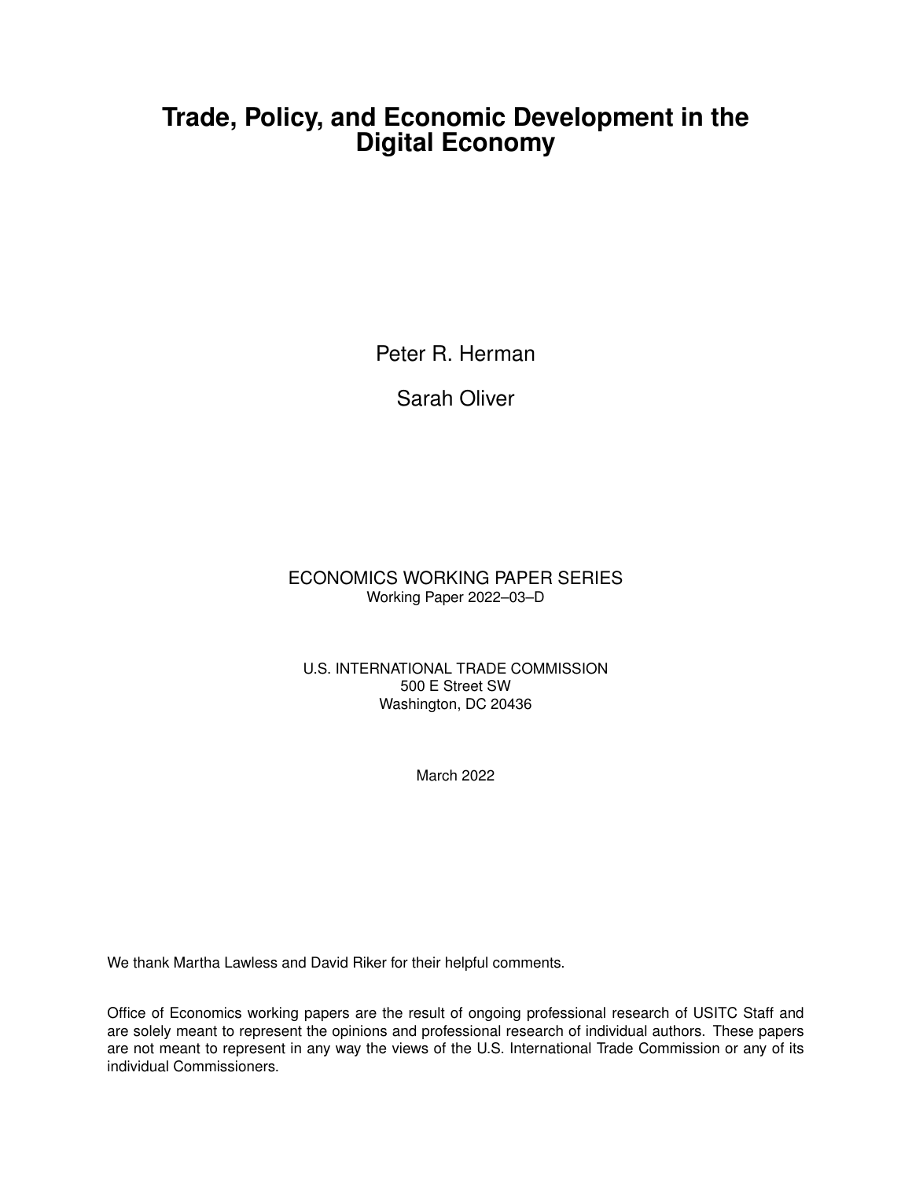# Trade, Policy, and Economic Development in the Digital Economy

Peter R. Herman

Sarah Oliver

ECONOMICS WORKING PAPER SERIES
Working Paper 2022–03–D

U.S. INTERNATIONAL TRADE COMMISSION
500 E Street SW
Washington, DC 20436

March 2022

We thank Martha Lawless and David Riker for their helpful comments.

Office of Economics working papers are the result of ongoing professional research of USITC Staff and are solely meant to represent the opinions and professional research of individual authors. These papers are not meant to represent in any way the views of the U.S. International Trade Commission or any of its individual Commissioners.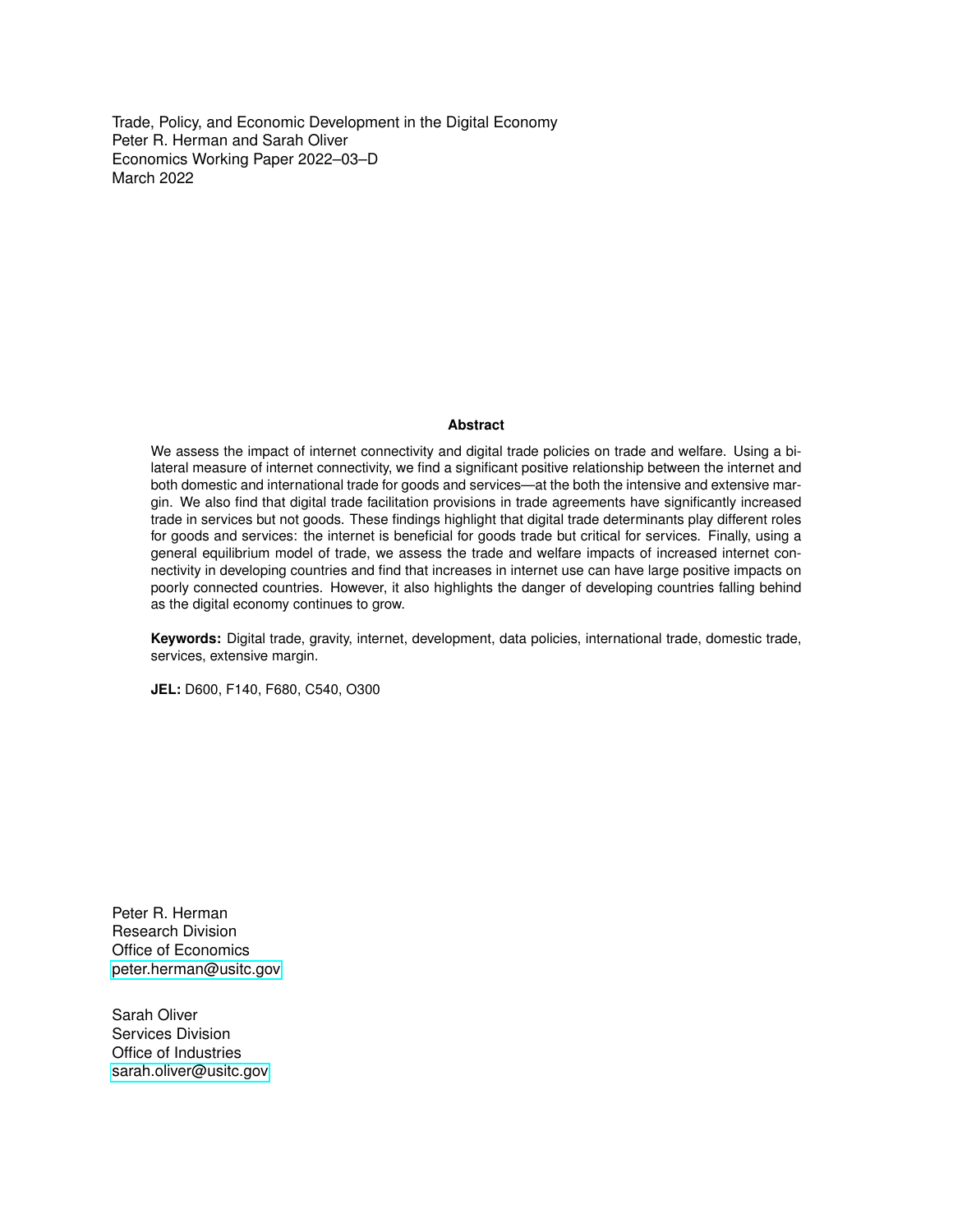Trade, Policy, and Economic Development in the Digital Economy
Peter R. Herman and Sarah Oliver
Economics Working Paper 2022–03–D
March 2022

**Abstract**

We assess the impact of internet connectivity and digital trade policies on trade and welfare. Using a bilateral measure of internet connectivity, we find a significant positive relationship between the internet and both domestic and international trade for goods and services—at the both the intensive and extensive margin. We also find that digital trade facilitation provisions in trade agreements have significantly increased trade in services but not goods. These findings highlight that digital trade determinants play different roles for goods and services: the internet is beneficial for goods trade but critical for services. Finally, using a general equilibrium model of trade, we assess the trade and welfare impacts of increased internet connectivity in developing countries and find that increases in internet use can have large positive impacts on poorly connected countries. However, it also highlights the danger of developing countries falling behind as the digital economy continues to grow.

**Keywords:** Digital trade, gravity, internet, development, data policies, international trade, domestic trade, services, extensive margin.

**JEL:** D600, F140, F680, C540, O300

Peter R. Herman
Research Division
Office of Economics
peter.herman@usitc.gov

Sarah Oliver
Services Division
Office of Industries
sarah.oliver@usitc.gov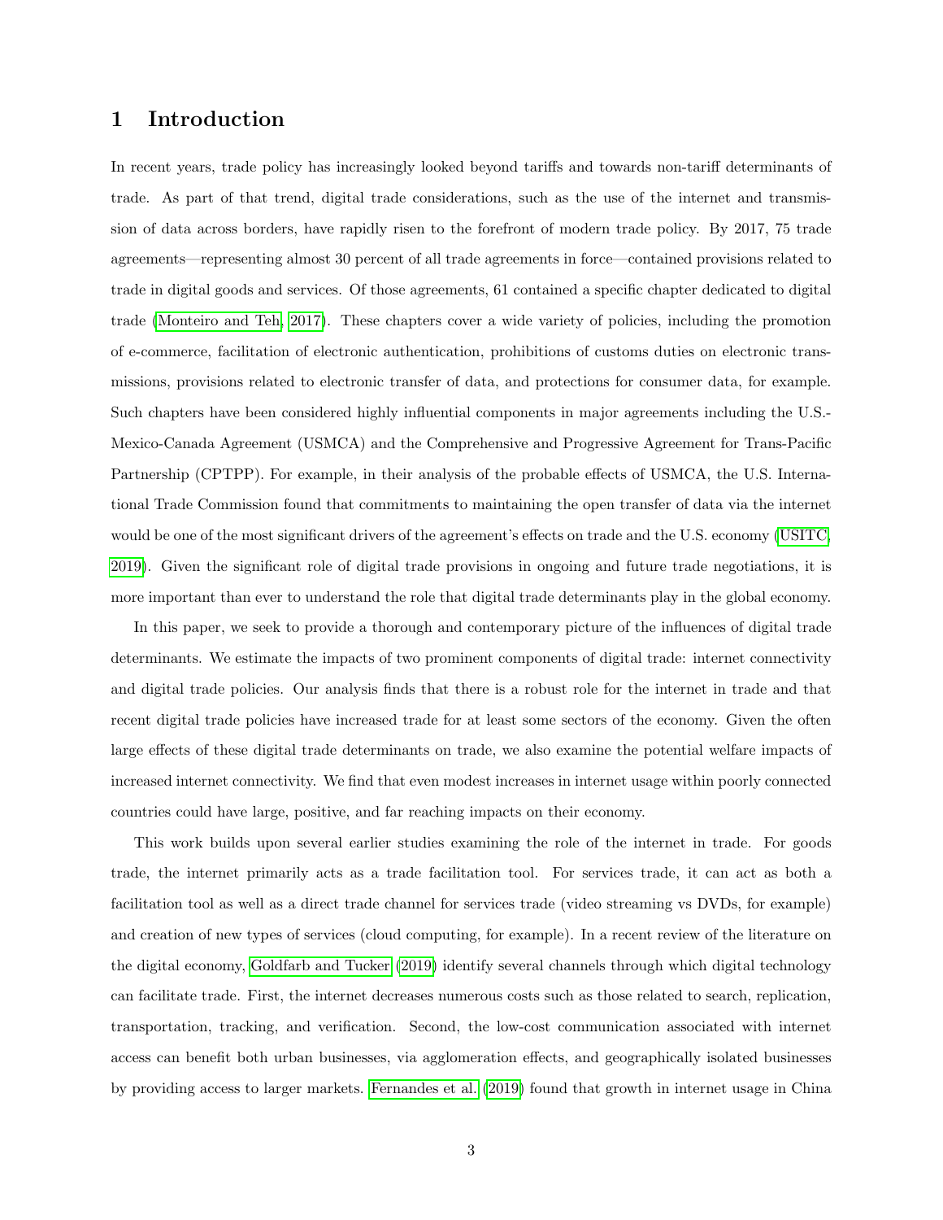# 1 Introduction

In recent years, trade policy has increasingly looked beyond tariffs and towards non-tariff determinants of trade. As part of that trend, digital trade considerations, such as the use of the internet and transmission of data across borders, have rapidly risen to the forefront of modern trade policy. By 2017, 75 trade agreements—representing almost 30 percent of all trade agreements in force—contained provisions related to trade in digital goods and services. Of those agreements, 61 contained a specific chapter dedicated to digital trade (Monteiro and Teh, 2017). These chapters cover a wide variety of policies, including the promotion of e-commerce, facilitation of electronic authentication, prohibitions of customs duties on electronic transmissions, provisions related to electronic transfer of data, and protections for consumer data, for example. Such chapters have been considered highly influential components in major agreements including the U.S.-Mexico-Canada Agreement (USMCA) and the Comprehensive and Progressive Agreement for Trans-Pacific Partnership (CPTPP). For example, in their analysis of the probable effects of USMCA, the U.S. International Trade Commission found that commitments to maintaining the open transfer of data via the internet would be one of the most significant drivers of the agreement's effects on trade and the U.S. economy (USITC, 2019). Given the significant role of digital trade provisions in ongoing and future trade negotiations, it is more important than ever to understand the role that digital trade determinants play in the global economy.

In this paper, we seek to provide a thorough and contemporary picture of the influences of digital trade determinants. We estimate the impacts of two prominent components of digital trade: internet connectivity and digital trade policies. Our analysis finds that there is a robust role for the internet in trade and that recent digital trade policies have increased trade for at least some sectors of the economy. Given the often large effects of these digital trade determinants on trade, we also examine the potential welfare impacts of increased internet connectivity. We find that even modest increases in internet usage within poorly connected countries could have large, positive, and far reaching impacts on their economy.

This work builds upon several earlier studies examining the role of the internet in trade. For goods trade, the internet primarily acts as a trade facilitation tool. For services trade, it can act as both a facilitation tool as well as a direct trade channel for services trade (video streaming vs DVDs, for example) and creation of new types of services (cloud computing, for example). In a recent review of the literature on the digital economy, Goldfarb and Tucker (2019) identify several channels through which digital technology can facilitate trade. First, the internet decreases numerous costs such as those related to search, replication, transportation, tracking, and verification. Second, the low-cost communication associated with internet access can benefit both urban businesses, via agglomeration effects, and geographically isolated businesses by providing access to larger markets. Fernandes et al. (2019) found that growth in internet usage in China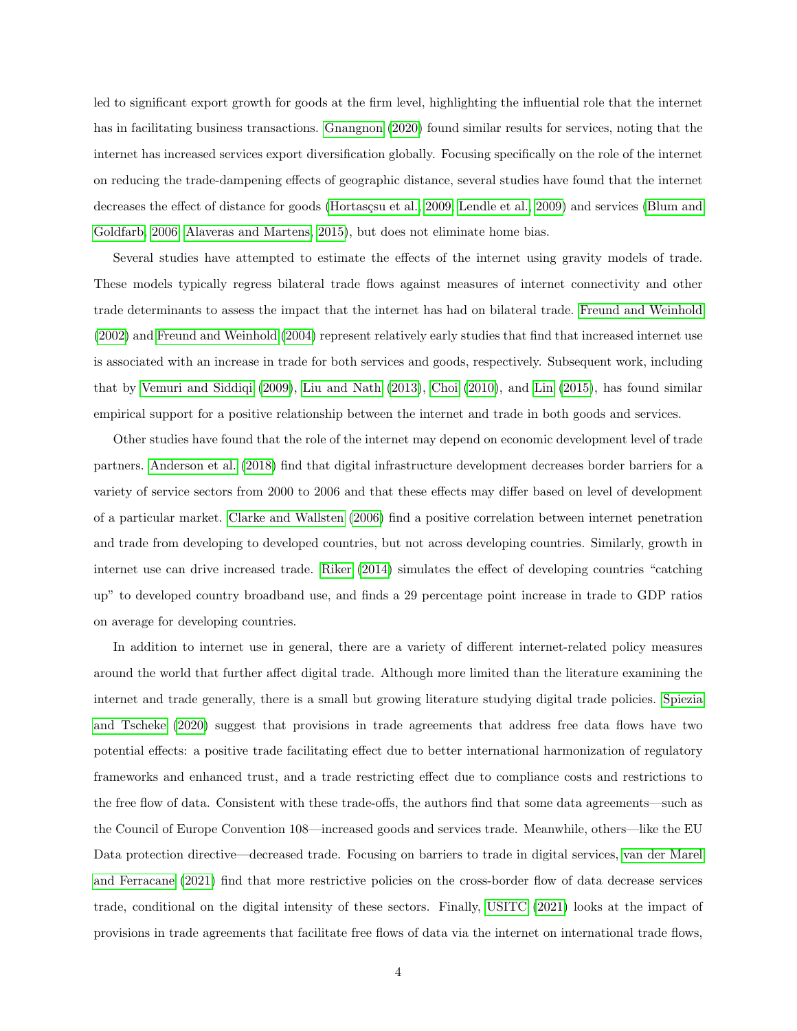led to significant export growth for goods at the firm level, highlighting the influential role that the internet has in facilitating business transactions. Gnangnon (2020) found similar results for services, noting that the internet has increased services export diversification globally. Focusing specifically on the role of the internet on reducing the trade-dampening effects of geographic distance, several studies have found that the internet decreases the effect of distance for goods (Hortaçsu et al., 2009; Lendle et al., 2009) and services (Blum and Goldfarb, 2006; Alaveras and Martens, 2015), but does not eliminate home bias.

Several studies have attempted to estimate the effects of the internet using gravity models of trade. These models typically regress bilateral trade flows against measures of internet connectivity and other trade determinants to assess the impact that the internet has had on bilateral trade. Freund and Weinhold (2002) and Freund and Weinhold (2004) represent relatively early studies that find that increased internet use is associated with an increase in trade for both services and goods, respectively. Subsequent work, including that by Vemuri and Siddiqi (2009), Liu and Nath (2013), Choi (2010), and Lin (2015), has found similar empirical support for a positive relationship between the internet and trade in both goods and services.

Other studies have found that the role of the internet may depend on economic development level of trade partners. Anderson et al. (2018) find that digital infrastructure development decreases border barriers for a variety of service sectors from 2000 to 2006 and that these effects may differ based on level of development of a particular market. Clarke and Wallsten (2006) find a positive correlation between internet penetration and trade from developing to developed countries, but not across developing countries. Similarly, growth in internet use can drive increased trade. Riker (2014) simulates the effect of developing countries "catching up" to developed country broadband use, and finds a 29 percentage point increase in trade to GDP ratios on average for developing countries.

In addition to internet use in general, there are a variety of different internet-related policy measures around the world that further affect digital trade. Although more limited than the literature examining the internet and trade generally, there is a small but growing literature studying digital trade policies. Spiezia and Tscheke (2020) suggest that provisions in trade agreements that address free data flows have two potential effects: a positive trade facilitating effect due to better international harmonization of regulatory frameworks and enhanced trust, and a trade restricting effect due to compliance costs and restrictions to the free flow of data. Consistent with these trade-offs, the authors find that some data agreements—such as the Council of Europe Convention 108—increased goods and services trade. Meanwhile, others—like the EU Data protection directive—decreased trade. Focusing on barriers to trade in digital services, van der Marel and Ferracane (2021) find that more restrictive policies on the cross-border flow of data decrease services trade, conditional on the digital intensity of these sectors. Finally, USITC (2021) looks at the impact of provisions in trade agreements that facilitate free flows of data via the internet on international trade flows,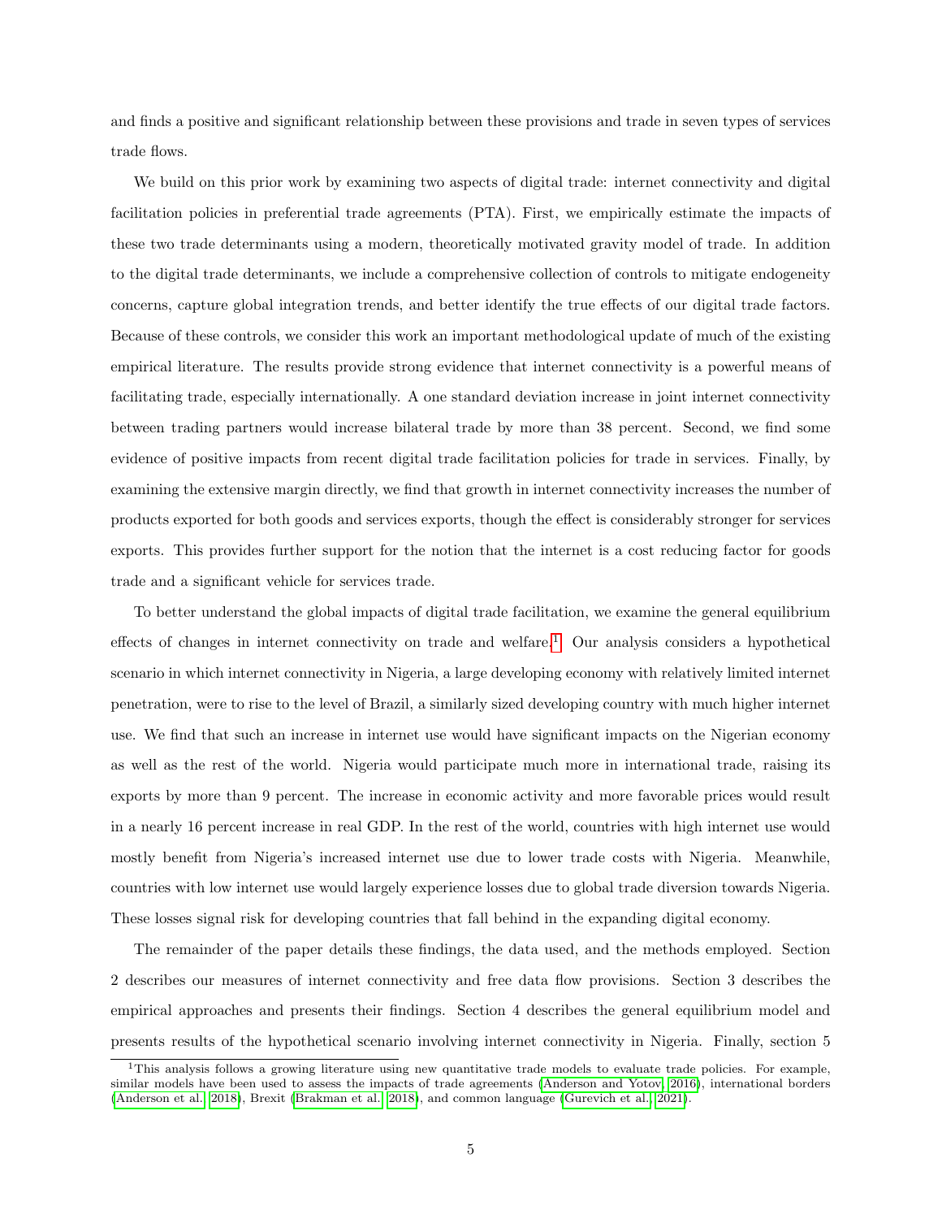and finds a positive and significant relationship between these provisions and trade in seven types of services trade flows.

We build on this prior work by examining two aspects of digital trade: internet connectivity and digital facilitation policies in preferential trade agreements (PTA). First, we empirically estimate the impacts of these two trade determinants using a modern, theoretically motivated gravity model of trade. In addition to the digital trade determinants, we include a comprehensive collection of controls to mitigate endogeneity concerns, capture global integration trends, and better identify the true effects of our digital trade factors. Because of these controls, we consider this work an important methodological update of much of the existing empirical literature. The results provide strong evidence that internet connectivity is a powerful means of facilitating trade, especially internationally. A one standard deviation increase in joint internet connectivity between trading partners would increase bilateral trade by more than 38 percent. Second, we find some evidence of positive impacts from recent digital trade facilitation policies for trade in services. Finally, by examining the extensive margin directly, we find that growth in internet connectivity increases the number of products exported for both goods and services exports, though the effect is considerably stronger for services exports. This provides further support for the notion that the internet is a cost reducing factor for goods trade and a significant vehicle for services trade.

To better understand the global impacts of digital trade facilitation, we examine the general equilibrium effects of changes in internet connectivity on trade and welfare.[1] Our analysis considers a hypothetical scenario in which internet connectivity in Nigeria, a large developing economy with relatively limited internet penetration, were to rise to the level of Brazil, a similarly sized developing country with much higher internet use. We find that such an increase in internet use would have significant impacts on the Nigerian economy as well as the rest of the world. Nigeria would participate much more in international trade, raising its exports by more than 9 percent. The increase in economic activity and more favorable prices would result in a nearly 16 percent increase in real GDP. In the rest of the world, countries with high internet use would mostly benefit from Nigeria's increased internet use due to lower trade costs with Nigeria. Meanwhile, countries with low internet use would largely experience losses due to global trade diversion towards Nigeria. These losses signal risk for developing countries that fall behind in the expanding digital economy.

The remainder of the paper details these findings, the data used, and the methods employed. Section 2 describes our measures of internet connectivity and free data flow provisions. Section 3 describes the empirical approaches and presents their findings. Section 4 describes the general equilibrium model and presents results of the hypothetical scenario involving internet connectivity in Nigeria. Finally, section 5

[1] This analysis follows a growing literature using new quantitative trade models to evaluate trade policies. For example, similar models have been used to assess the impacts of trade agreements (Anderson and Yotov, 2016), international borders (Anderson et al., 2018), Brexit (Brakman et al., 2018), and common language (Gurevich et al., 2021).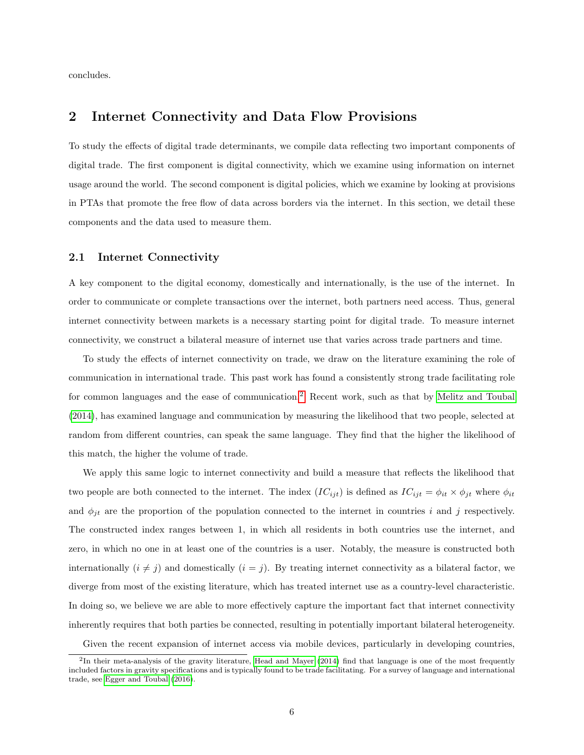concludes.

## 2 Internet Connectivity and Data Flow Provisions

To study the effects of digital trade determinants, we compile data reflecting two important components of digital trade. The first component is digital connectivity, which we examine using information on internet usage around the world. The second component is digital policies, which we examine by looking at provisions in PTAs that promote the free flow of data across borders via the internet. In this section, we detail these components and the data used to measure them.

### 2.1 Internet Connectivity

A key component to the digital economy, domestically and internationally, is the use of the internet. In order to communicate or complete transactions over the internet, both partners need access. Thus, general internet connectivity between markets is a necessary starting point for digital trade. To measure internet connectivity, we construct a bilateral measure of internet use that varies across trade partners and time.

To study the effects of internet connectivity on trade, we draw on the literature examining the role of communication in international trade. This past work has found a consistently strong trade facilitating role for common languages and the ease of communication.[2] Recent work, such as that by Melitz and Toubal (2014), has examined language and communication by measuring the likelihood that two people, selected at random from different countries, can speak the same language. They find that the higher the likelihood of this match, the higher the volume of trade.

We apply this same logic to internet connectivity and build a measure that reflects the likelihood that two people are both connected to the internet. The index ($IC_{ijt}$) is defined as $IC_{ijt} = \phi_{it} \times \phi_{jt}$ where $\phi_{it}$ and $\phi_{jt}$ are the proportion of the population connected to the internet in countries $i$ and $j$ respectively. The constructed index ranges between 1, in which all residents in both countries use the internet, and zero, in which no one in at least one of the countries is a user. Notably, the measure is constructed both internationally ($i \neq j$) and domestically ($i = j$). By treating internet connectivity as a bilateral factor, we diverge from most of the existing literature, which has treated internet use as a country-level characteristic. In doing so, we believe we are able to more effectively capture the important fact that internet connectivity inherently requires that both parties be connected, resulting in potentially important bilateral heterogeneity.

Given the recent expansion of internet access via mobile devices, particularly in developing countries,

[2] In their meta-analysis of the gravity literature, Head and Mayer (2014) find that language is one of the most frequently included factors in gravity specifications and is typically found to be trade facilitating. For a survey of language and international trade, see Egger and Toubal (2016).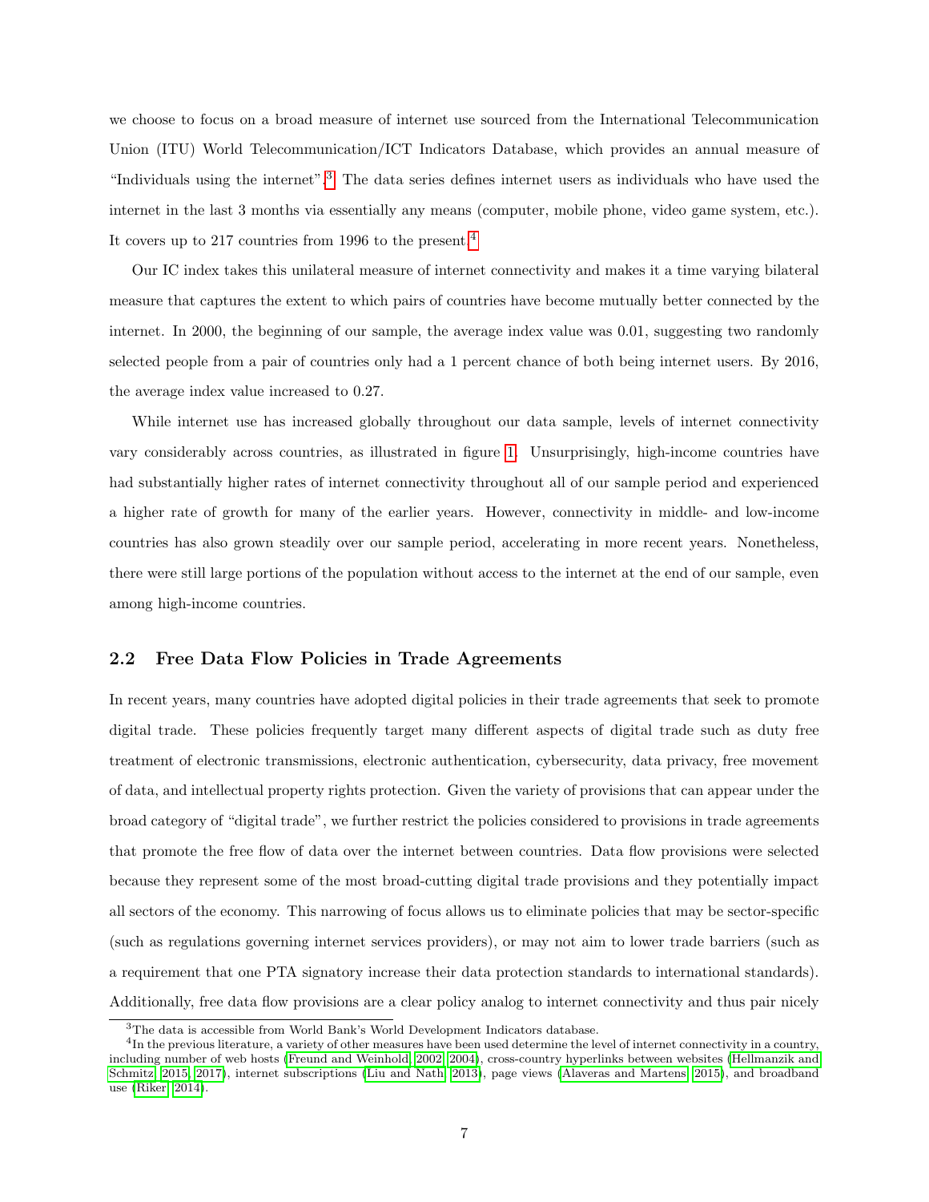we choose to focus on a broad measure of internet use sourced from the International Telecommunication Union (ITU) World Telecommunication/ICT Indicators Database, which provides an annual measure of "Individuals using the internet".[3] The data series defines internet users as individuals who have used the internet in the last 3 months via essentially any means (computer, mobile phone, video game system, etc.). It covers up to 217 countries from 1996 to the present.[4]

Our IC index takes this unilateral measure of internet connectivity and makes it a time varying bilateral measure that captures the extent to which pairs of countries have become mutually better connected by the internet. In 2000, the beginning of our sample, the average index value was 0.01, suggesting two randomly selected people from a pair of countries only had a 1 percent chance of both being internet users. By 2016, the average index value increased to 0.27.

While internet use has increased globally throughout our data sample, levels of internet connectivity vary considerably across countries, as illustrated in figure 1. Unsurprisingly, high-income countries have had substantially higher rates of internet connectivity throughout all of our sample period and experienced a higher rate of growth for many of the earlier years. However, connectivity in middle- and low-income countries has also grown steadily over our sample period, accelerating in more recent years. Nonetheless, there were still large portions of the population without access to the internet at the end of our sample, even among high-income countries.

## 2.2 Free Data Flow Policies in Trade Agreements

In recent years, many countries have adopted digital policies in their trade agreements that seek to promote digital trade. These policies frequently target many different aspects of digital trade such as duty free treatment of electronic transmissions, electronic authentication, cybersecurity, data privacy, free movement of data, and intellectual property rights protection. Given the variety of provisions that can appear under the broad category of "digital trade", we further restrict the policies considered to provisions in trade agreements that promote the free flow of data over the internet between countries. Data flow provisions were selected because they represent some of the most broad-cutting digital trade provisions and they potentially impact all sectors of the economy. This narrowing of focus allows us to eliminate policies that may be sector-specific (such as regulations governing internet services providers), or may not aim to lower trade barriers (such as a requirement that one PTA signatory increase their data protection standards to international standards). Additionally, free data flow provisions are a clear policy analog to internet connectivity and thus pair nicely

[3] The data is accessible from World Bank's World Development Indicators database.

[4] In the previous literature, a variety of other measures have been used determine the level of internet connectivity in a country, including number of web hosts (Freund and Weinhold, 2002, 2004), cross-country hyperlinks between websites (Hellmanzik and Schmitz, 2015, 2017), internet subscriptions (Liu and Nath, 2013), page views (Alaveras and Martens, 2015), and broadband use (Riker, 2014).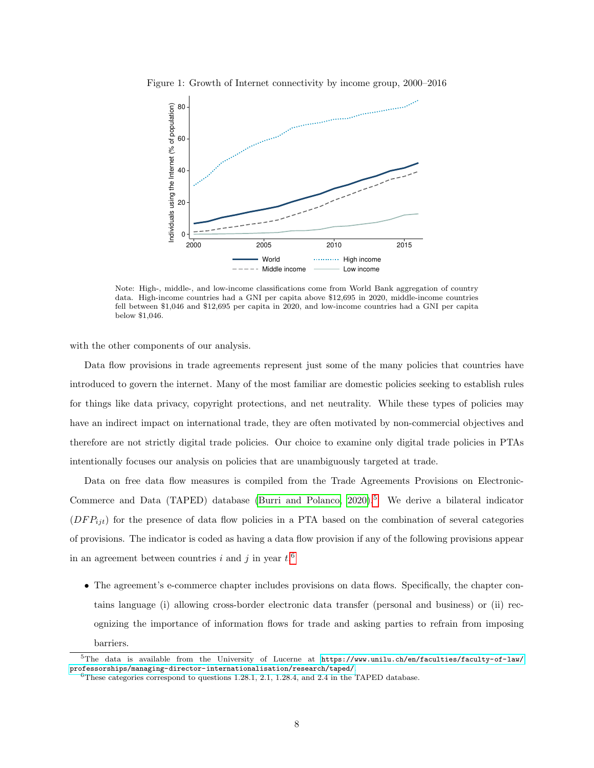Figure 1: Growth of Internet connectivity by income group, 2000–2016

Note: High-, middle-, and low-income classifications come from World Bank aggregation of country data. High-income countries had a GNI per capita above $12,695 in 2020, middle-income countries fell between $1,046 and $12,695 per capita in 2020, and low-income countries had a GNI per capita below $1,046.

with the other components of our analysis.

Data flow provisions in trade agreements represent just some of the many policies that countries have introduced to govern the internet. Many of the most familiar are domestic policies seeking to establish rules for things like data privacy, copyright protections, and net neutrality. While these types of policies may have an indirect impact on international trade, they are often motivated by non-commercial objectives and therefore are not strictly digital trade policies. Our choice to examine only digital trade policies in PTAs intentionally focuses our analysis on policies that are unambiguously targeted at trade.

Data on free data flow measures is compiled from the Trade Agreements Provisions on Electronic-Commerce and Data (TAPED) database (Burri and Polanco, 2020).[5] We derive a bilateral indicator ($DFP_{ijt}$) for the presence of data flow policies in a PTA based on the combination of several categories of provisions. The indicator is coded as having a data flow provision if any of the following provisions appear in an agreement between countries $i$ and $j$ in year $t$.[6]

- The agreement's e-commerce chapter includes provisions on data flows. Specifically, the chapter contains language (i) allowing cross-border electronic data transfer (personal and business) or (ii) recognizing the importance of information flows for trade and asking parties to refrain from imposing barriers.

[5] The data is available from the University of Lucerne at https://www.unilu.ch/en/faculties/faculty-of-law/professorships/managing-director-internationalisation/research/taped/.

[6] These categories correspond to questions 1.28.1, 2.1, 1.28.4, and 2.4 in the TAPED database.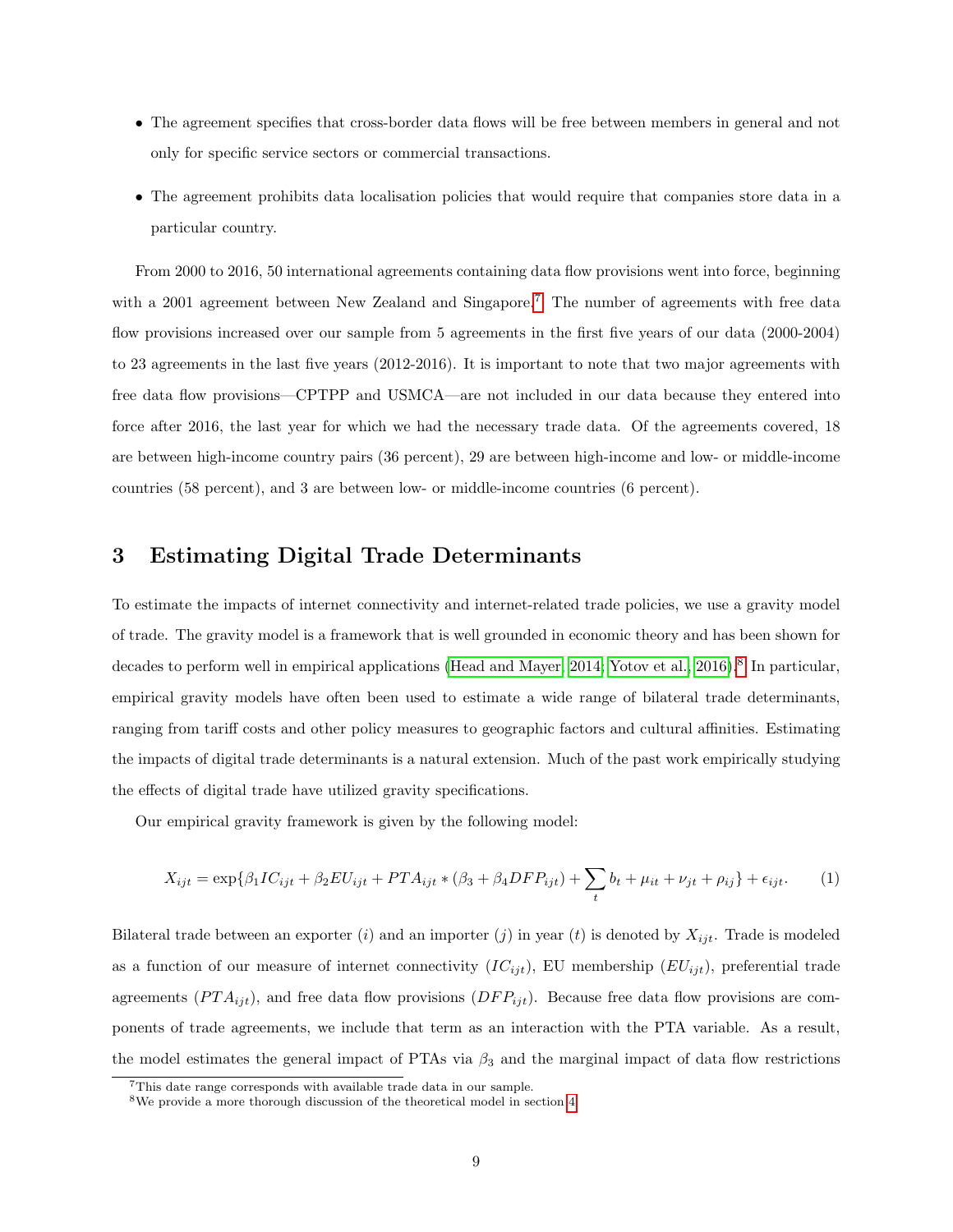- The agreement specifies that cross-border data flows will be free between members in general and not only for specific service sectors or commercial transactions.
- The agreement prohibits data localisation policies that would require that companies store data in a particular country.

From 2000 to 2016, 50 international agreements containing data flow provisions went into force, beginning with a 2001 agreement between New Zealand and Singapore.[7] The number of agreements with free data flow provisions increased over our sample from 5 agreements in the first five years of our data (2000-2004) to 23 agreements in the last five years (2012-2016). It is important to note that two major agreements with free data flow provisions—CPTPP and USMCA—are not included in our data because they entered into force after 2016, the last year for which we had the necessary trade data. Of the agreements covered, 18 are between high-income country pairs (36 percent), 29 are between high-income and low- or middle-income countries (58 percent), and 3 are between low- or middle-income countries (6 percent).

# 3 Estimating Digital Trade Determinants

To estimate the impacts of internet connectivity and internet-related trade policies, we use a gravity model of trade. The gravity model is a framework that is well grounded in economic theory and has been shown for decades to perform well in empirical applications (Head and Mayer, 2014; Yotov et al., 2016).[8] In particular, empirical gravity models have often been used to estimate a wide range of bilateral trade determinants, ranging from tariff costs and other policy measures to geographic factors and cultural affinities. Estimating the impacts of digital trade determinants is a natural extension. Much of the past work empirically studying the effects of digital trade have utilized gravity specifications.

Our empirical gravity framework is given by the following model:

$$X_{ijt} = \exp\{\beta_1 IC_{ijt} + \beta_2 EU_{ijt} + PTA_{ijt} * (\beta_3 + \beta_4 DFP_{ijt}) + \sum_t b_t + \mu_{it} + \nu_{jt} + \rho_{ij}\} + \epsilon_{ijt}. \quad (1)$$

Bilateral trade between an exporter ($i$) and an importer ($j$) in year ($t$) is denoted by $X_{ijt}$. Trade is modeled as a function of our measure of internet connectivity ($IC_{ijt}$), EU membership ($EU_{ijt}$), preferential trade agreements ($PTA_{ijt}$), and free data flow provisions ($DFP_{ijt}$). Because free data flow provisions are components of trade agreements, we include that term as an interaction with the PTA variable. As a result, the model estimates the general impact of PTAs via $\beta_3$ and the marginal impact of data flow restrictions

[7] This date range corresponds with available trade data in our sample.

[8] We provide a more thorough discussion of the theoretical model in section 4.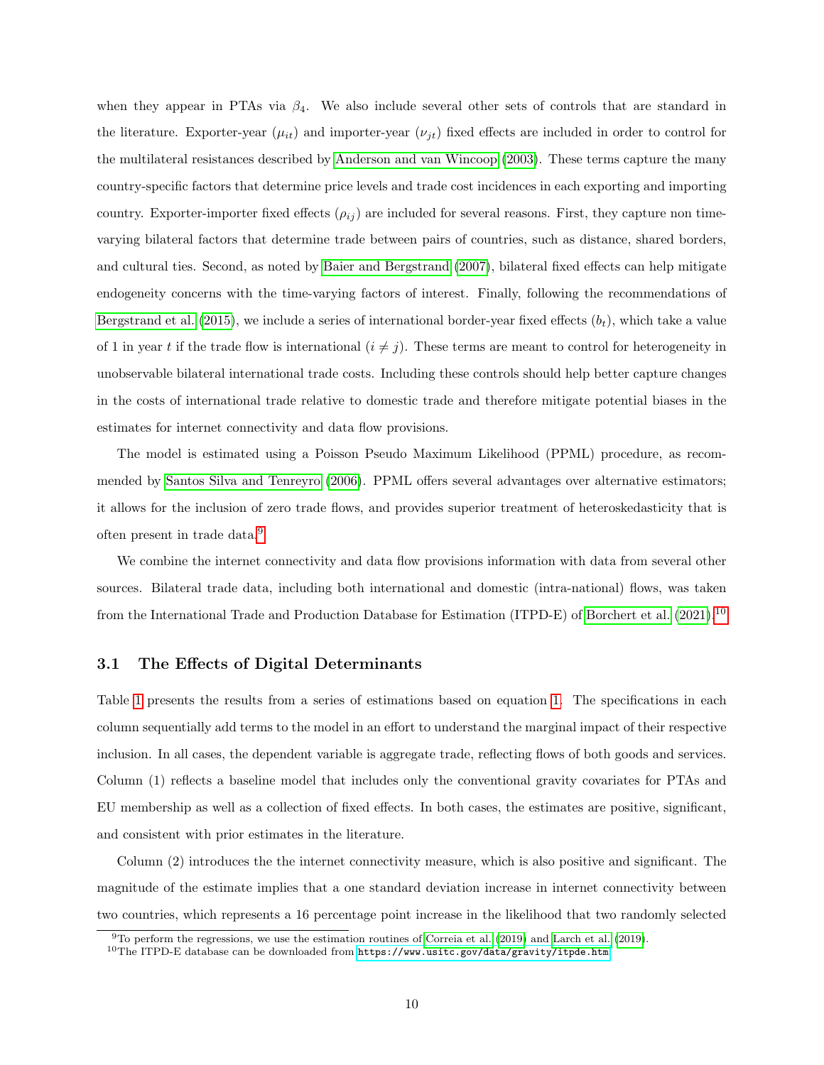when they appear in PTAs via $\beta_4$. We also include several other sets of controls that are standard in the literature. Exporter-year ($\mu_{it}$) and importer-year ($\nu_{jt}$) fixed effects are included in order to control for the multilateral resistances described by Anderson and van Wincoop (2003). These terms capture the many country-specific factors that determine price levels and trade cost incidences in each exporting and importing country. Exporter-importer fixed effects ($\rho_{ij}$) are included for several reasons. First, they capture non time-varying bilateral factors that determine trade between pairs of countries, such as distance, shared borders, and cultural ties. Second, as noted by Baier and Bergstrand (2007), bilateral fixed effects can help mitigate endogeneity concerns with the time-varying factors of interest. Finally, following the recommendations of Bergstrand et al. (2015), we include a series of international border-year fixed effects ($b_t$), which take a value of 1 in year $t$ if the trade flow is international ($i \neq j$). These terms are meant to control for heterogeneity in unobservable bilateral international trade costs. Including these controls should help better capture changes in the costs of international trade relative to domestic trade and therefore mitigate potential biases in the estimates for internet connectivity and data flow provisions.

The model is estimated using a Poisson Pseudo Maximum Likelihood (PPML) procedure, as recommended by Santos Silva and Tenreyro (2006). PPML offers several advantages over alternative estimators; it allows for the inclusion of zero trade flows, and provides superior treatment of heteroskedasticity that is often present in trade data.[9]

We combine the internet connectivity and data flow provisions information with data from several other sources. Bilateral trade data, including both international and domestic (intra-national) flows, was taken from the International Trade and Production Database for Estimation (ITPD-E) of Borchert et al. (2021).[10]

### 3.1 The Effects of Digital Determinants

Table 1 presents the results from a series of estimations based on equation 1. The specifications in each column sequentially add terms to the model in an effort to understand the marginal impact of their respective inclusion. In all cases, the dependent variable is aggregate trade, reflecting flows of both goods and services. Column (1) reflects a baseline model that includes only the conventional gravity covariates for PTAs and EU membership as well as a collection of fixed effects. In both cases, the estimates are positive, significant, and consistent with prior estimates in the literature.

Column (2) introduces the the internet connectivity measure, which is also positive and significant. The magnitude of the estimate implies that a one standard deviation increase in internet connectivity between two countries, which represents a 16 percentage point increase in the likelihood that two randomly selected

[9] To perform the regressions, we use the estimation routines of Correia et al. (2019) and Larch et al. (2019).

[10] The ITPD-E database can be downloaded from https://www.usitc.gov/data/gravity/itpde.htm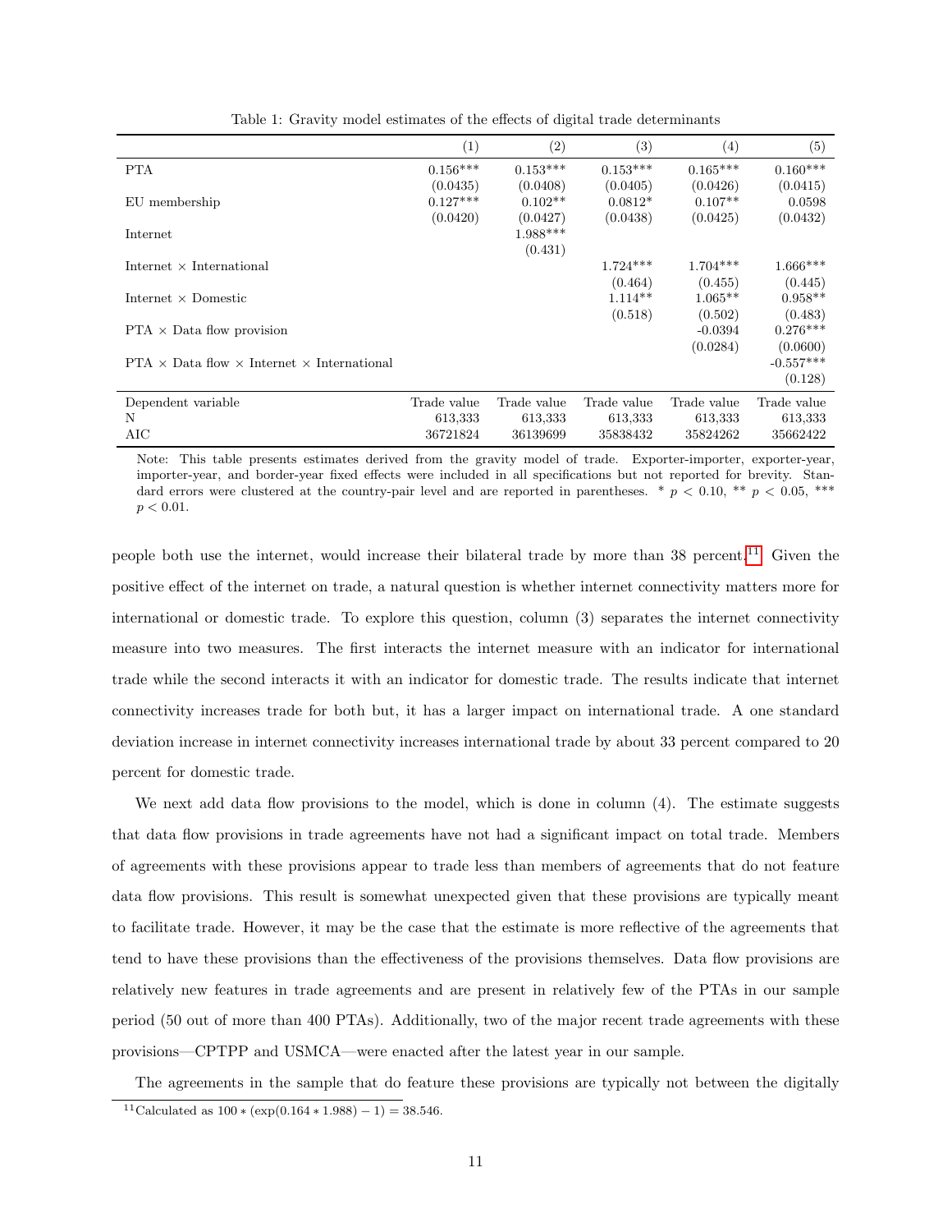Table 1: Gravity model estimates of the effects of digital trade determinants

| | (1) | (2) | (3) | (4) | (5) |
|---|---|---|---|---|---|
| PTA | 0.156*** | 0.153*** | 0.153*** | 0.165*** | 0.160*** |
| | (0.0435) | (0.0408) | (0.0405) | (0.0426) | (0.0415) |
| EU membership | 0.127*** | 0.102** | 0.0812* | 0.107** | 0.0598 |
| | (0.0420) | (0.0427) | (0.0438) | (0.0425) | (0.0432) |
| Internet | | 1.988*** | | | |
| | | (0.431) | | | |
| Internet × International | | | 1.724*** | 1.704*** | 1.666*** |
| | | | (0.464) | (0.455) | (0.445) |
| Internet × Domestic | | | 1.114** | 1.065** | 0.958** |
| | | | (0.518) | (0.502) | (0.483) |
| PTA × Data flow provision | | | | -0.0394 | 0.276*** |
| | | | | (0.0284) | (0.0600) |
| PTA × Data flow × Internet × International | | | | | -0.557*** |
| | | | | | (0.128) |
| Dependent variable | Trade value | Trade value | Trade value | Trade value | Trade value |
| N | 613,333 | 613,333 | 613,333 | 613,333 | 613,333 |
| AIC | 36721824 | 36139699 | 35838432 | 35824262 | 35662422 |

Note: This table presents estimates derived from the gravity model of trade. Exporter-importer, exporter-year, importer-year, and border-year fixed effects were included in all specifications but not reported for brevity. Standard errors were clustered at the country-pair level and are reported in parentheses. * $p < 0.10$, ** $p < 0.05$, *** $p < 0.01$.

people both use the internet, would increase their bilateral trade by more than 38 percent.[11] Given the positive effect of the internet on trade, a natural question is whether internet connectivity matters more for international or domestic trade. To explore this question, column (3) separates the internet connectivity measure into two measures. The first interacts the internet measure with an indicator for international trade while the second interacts it with an indicator for domestic trade. The results indicate that internet connectivity increases trade for both but, it has a larger impact on international trade. A one standard deviation increase in internet connectivity increases international trade by about 33 percent compared to 20 percent for domestic trade.

We next add data flow provisions to the model, which is done in column (4). The estimate suggests that data flow provisions in trade agreements have not had a significant impact on total trade. Members of agreements with these provisions appear to trade less than members of agreements that do not feature data flow provisions. This result is somewhat unexpected given that these provisions are typically meant to facilitate trade. However, it may be the case that the estimate is more reflective of the agreements that tend to have these provisions than the effectiveness of the provisions themselves. Data flow provisions are relatively new features in trade agreements and are present in relatively few of the PTAs in our sample period (50 out of more than 400 PTAs). Additionally, two of the major recent trade agreements with these provisions—CPTPP and USMCA—were enacted after the latest year in our sample.

The agreements in the sample that do feature these provisions are typically not between the digitally

[11] Calculated as $100 * (\exp(0.164 * 1.988) - 1) = 38.546$.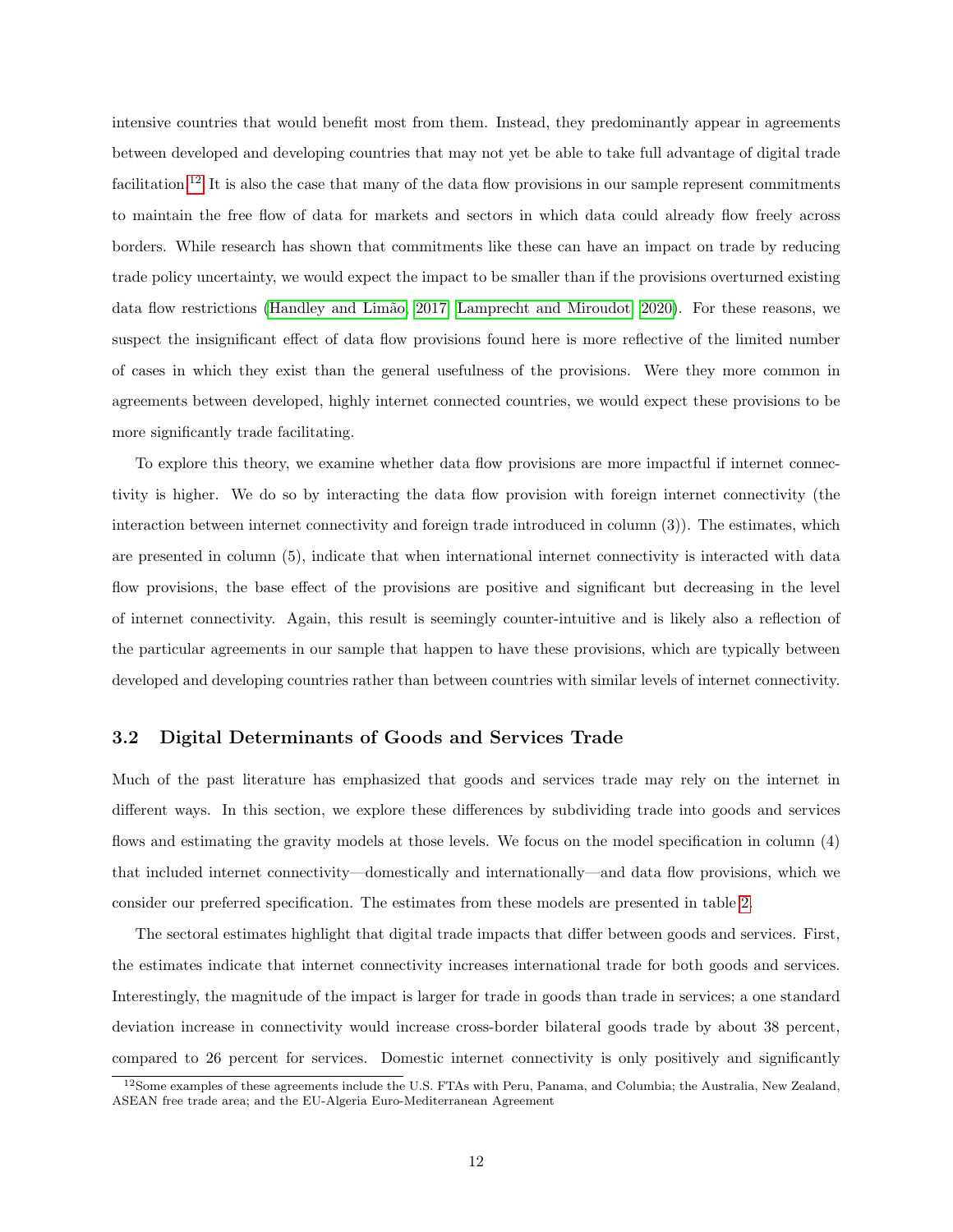intensive countries that would benefit most from them. Instead, they predominantly appear in agreements between developed and developing countries that may not yet be able to take full advantage of digital trade facilitation.[12] It is also the case that many of the data flow provisions in our sample represent commitments to maintain the free flow of data for markets and sectors in which data could already flow freely across borders. While research has shown that commitments like these can have an impact on trade by reducing trade policy uncertainty, we would expect the impact to be smaller than if the provisions overturned existing data flow restrictions (Handley and Limão, 2017; Lamprecht and Miroudot, 2020). For these reasons, we suspect the insignificant effect of data flow provisions found here is more reflective of the limited number of cases in which they exist than the general usefulness of the provisions. Were they more common in agreements between developed, highly internet connected countries, we would expect these provisions to be more significantly trade facilitating.

To explore this theory, we examine whether data flow provisions are more impactful if internet connectivity is higher. We do so by interacting the data flow provision with foreign internet connectivity (the interaction between internet connectivity and foreign trade introduced in column (3)). The estimates, which are presented in column (5), indicate that when international internet connectivity is interacted with data flow provisions, the base effect of the provisions are positive and significant but decreasing in the level of internet connectivity. Again, this result is seemingly counter-intuitive and is likely also a reflection of the particular agreements in our sample that happen to have these provisions, which are typically between developed and developing countries rather than between countries with similar levels of internet connectivity.

### 3.2 Digital Determinants of Goods and Services Trade

Much of the past literature has emphasized that goods and services trade may rely on the internet in different ways. In this section, we explore these differences by subdividing trade into goods and services flows and estimating the gravity models at those levels. We focus on the model specification in column (4) that included internet connectivity—domestically and internationally—and data flow provisions, which we consider our preferred specification. The estimates from these models are presented in table 2.

The sectoral estimates highlight that digital trade impacts that differ between goods and services. First, the estimates indicate that internet connectivity increases international trade for both goods and services. Interestingly, the magnitude of the impact is larger for trade in goods than trade in services; a one standard deviation increase in connectivity would increase cross-border bilateral goods trade by about 38 percent, compared to 26 percent for services. Domestic internet connectivity is only positively and significantly

[12] Some examples of these agreements include the U.S. FTAs with Peru, Panama, and Columbia; the Australia, New Zealand, ASEAN free trade area; and the EU-Algeria Euro-Mediterranean Agreement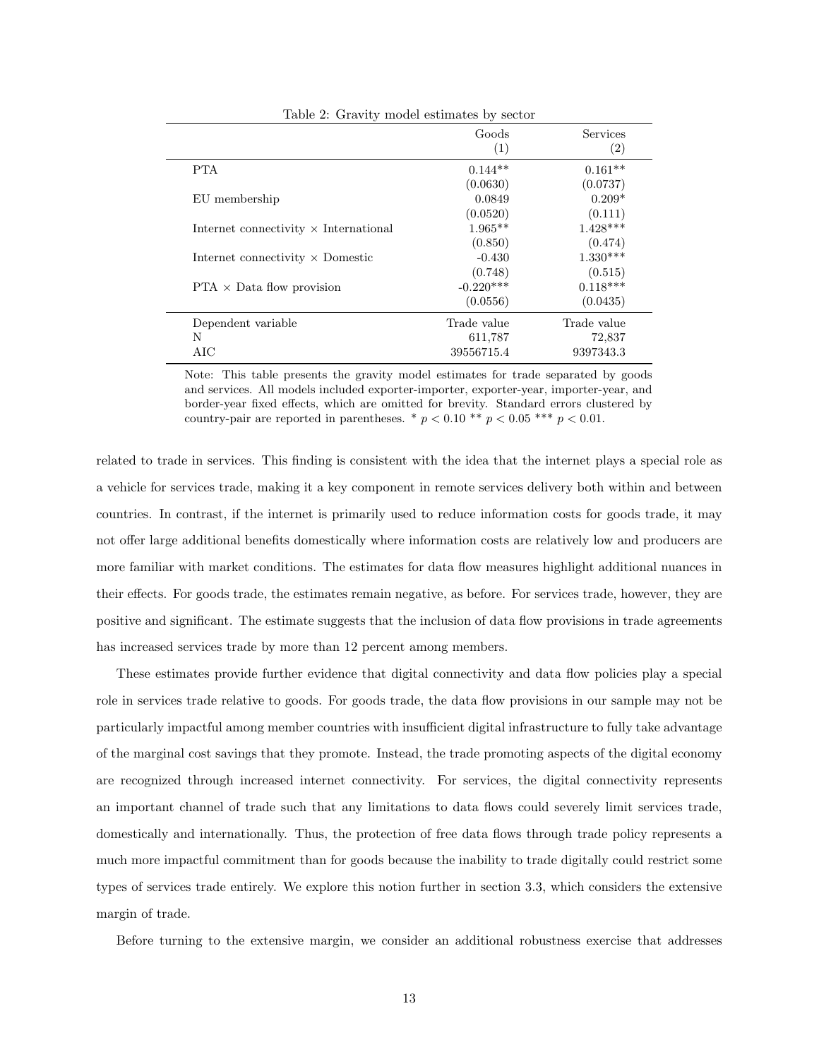Table 2: Gravity model estimates by sector

| | Goods (1) | Services (2) |
|---|---|---|
| PTA | 0.144** | 0.161** |
| | (0.0630) | (0.0737) |
| EU membership | 0.0849 | 0.209* |
| | (0.0520) | (0.111) |
| Internet connectivity × International | 1.965** | 1.428*** |
| | (0.850) | (0.474) |
| Internet connectivity × Domestic | -0.430 | 1.330*** |
| | (0.748) | (0.515) |
| PTA × Data flow provision | -0.220*** | 0.118*** |
| | (0.0556) | (0.0435) |
| Dependent variable | Trade value | Trade value |
| N | 611,787 | 72,837 |
| AIC | 39556715.4 | 9397343.3 |

Note: This table presents the gravity model estimates for trade separated by goods and services. All models included exporter-importer, exporter-year, importer-year, and border-year fixed effects, which are omitted for brevity. Standard errors clustered by country-pair are reported in parentheses. * $p < 0.10$ ** $p < 0.05$ *** $p < 0.01$.

related to trade in services. This finding is consistent with the idea that the internet plays a special role as a vehicle for services trade, making it a key component in remote services delivery both within and between countries. In contrast, if the internet is primarily used to reduce information costs for goods trade, it may not offer large additional benefits domestically where information costs are relatively low and producers are more familiar with market conditions. The estimates for data flow measures highlight additional nuances in their effects. For goods trade, the estimates remain negative, as before. For services trade, however, they are positive and significant. The estimate suggests that the inclusion of data flow provisions in trade agreements has increased services trade by more than 12 percent among members.

These estimates provide further evidence that digital connectivity and data flow policies play a special role in services trade relative to goods. For goods trade, the data flow provisions in our sample may not be particularly impactful among member countries with insufficient digital infrastructure to fully take advantage of the marginal cost savings that they promote. Instead, the trade promoting aspects of the digital economy are recognized through increased internet connectivity. For services, the digital connectivity represents an important channel of trade such that any limitations to data flows could severely limit services trade, domestically and internationally. Thus, the protection of free data flows through trade policy represents a much more impactful commitment than for goods because the inability to trade digitally could restrict some types of services trade entirely. We explore this notion further in section 3.3, which considers the extensive margin of trade.

Before turning to the extensive margin, we consider an additional robustness exercise that addresses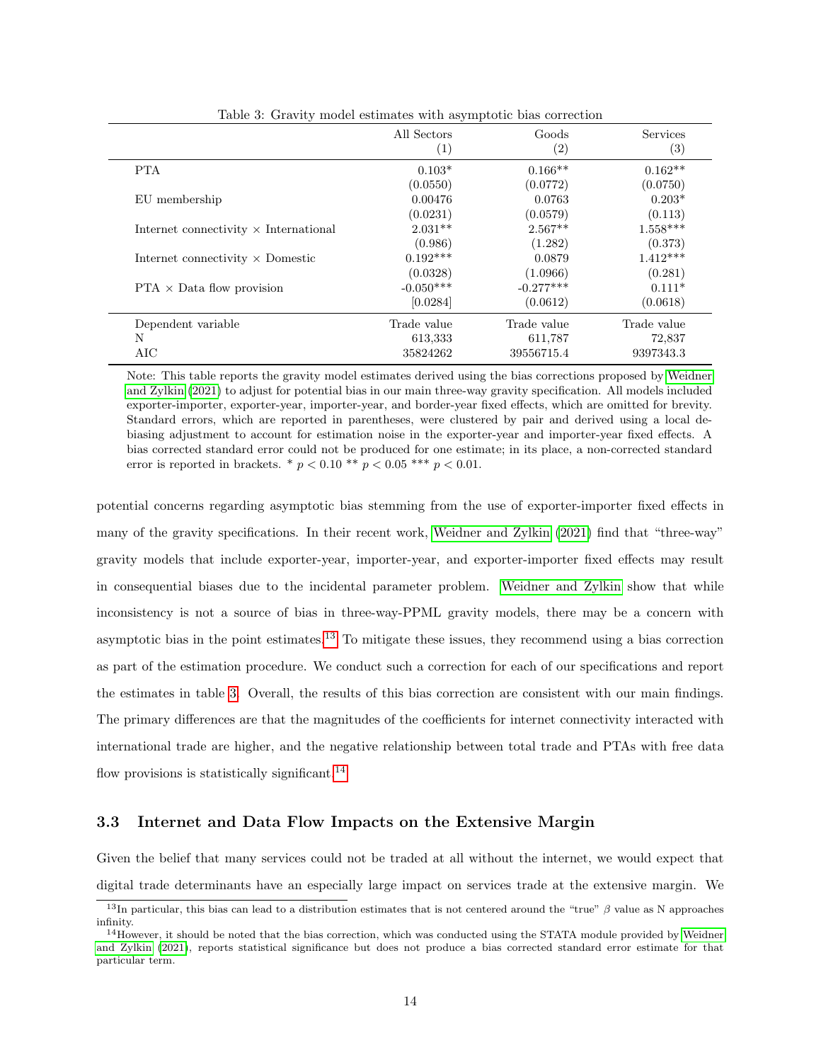Table 3: Gravity model estimates with asymptotic bias correction

| | All Sectors (1) | Goods (2) | Services (3) |
|---|---|---|---|
| PTA | 0.103* | 0.166** | 0.162** |
| | (0.0550) | (0.0772) | (0.0750) |
| EU membership | 0.00476 | 0.0763 | 0.203* |
| | (0.0231) | (0.0579) | (0.113) |
| Internet connectivity × International | 2.031** | 2.567** | 1.558*** |
| | (0.986) | (1.282) | (0.373) |
| Internet connectivity × Domestic | 0.192*** | 0.0879 | 1.412*** |
| | (0.0328) | (1.0966) | (0.281) |
| PTA × Data flow provision | -0.050*** | -0.277*** | 0.111* |
| | [0.0284] | (0.0612) | (0.0618) |
| Dependent variable | Trade value | Trade value | Trade value |
| N | 613,333 | 611,787 | 72,837 |
| AIC | 35824262 | 39556715.4 | 9397343.3 |

Note: This table reports the gravity model estimates derived using the bias corrections proposed by Weidner and Zylkin (2021) to adjust for potential bias in our main three-way gravity specification. All models included exporter-importer, exporter-year, importer-year, and border-year fixed effects, which are omitted for brevity. Standard errors, which are reported in parentheses, were clustered by pair and derived using a local debiasing adjustment to account for estimation noise in the exporter-year and importer-year fixed effects. A bias corrected standard error could not be produced for one estimate; in its place, a non-corrected standard error is reported in brackets. * $p < 0.10$ ** $p < 0.05$ *** $p < 0.01$.

potential concerns regarding asymptotic bias stemming from the use of exporter-importer fixed effects in many of the gravity specifications. In their recent work, Weidner and Zylkin (2021) find that "three-way" gravity models that include exporter-year, importer-year, and exporter-importer fixed effects may result in consequential biases due to the incidental parameter problem. Weidner and Zylkin show that while inconsistency is not a source of bias in three-way-PPML gravity models, there may be a concern with asymptotic bias in the point estimates.[13] To mitigate these issues, they recommend using a bias correction as part of the estimation procedure. We conduct such a correction for each of our specifications and report the estimates in table 3. Overall, the results of this bias correction are consistent with our main findings. The primary differences are that the magnitudes of the coefficients for internet connectivity interacted with international trade are higher, and the negative relationship between total trade and PTAs with free data flow provisions is statistically significant.[14]

### 3.3 Internet and Data Flow Impacts on the Extensive Margin

Given the belief that many services could not be traded at all without the internet, we would expect that digital trade determinants have an especially large impact on services trade at the extensive margin. We

[13] In particular, this bias can lead to a distribution estimates that is not centered around the "true" $\beta$ value as N approaches infinity.

[14] However, it should be noted that the bias correction, which was conducted using the STATA module provided by Weidner and Zylkin (2021), reports statistical significance but does not produce a bias corrected standard error estimate for that particular term.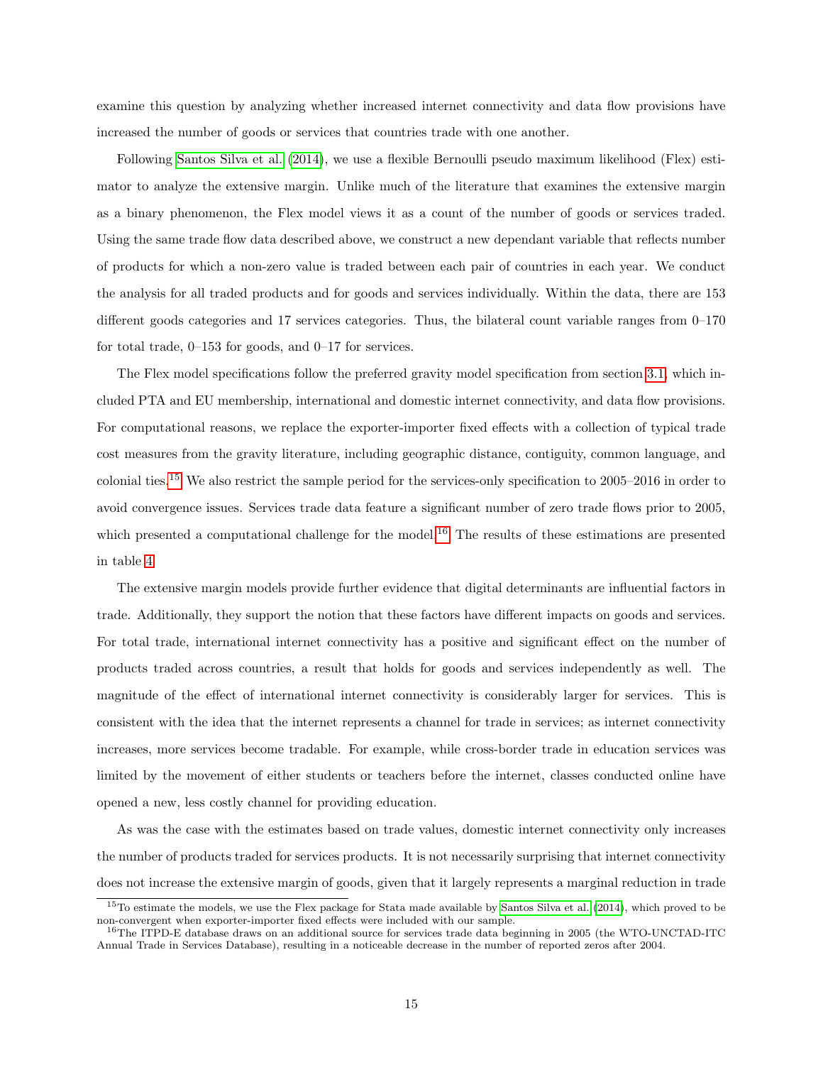examine this question by analyzing whether increased internet connectivity and data flow provisions have increased the number of goods or services that countries trade with one another.

Following Santos Silva et al. (2014), we use a flexible Bernoulli pseudo maximum likelihood (Flex) estimator to analyze the extensive margin. Unlike much of the literature that examines the extensive margin as a binary phenomenon, the Flex model views it as a count of the number of goods or services traded. Using the same trade flow data described above, we construct a new dependant variable that reflects number of products for which a non-zero value is traded between each pair of countries in each year. We conduct the analysis for all traded products and for goods and services individually. Within the data, there are 153 different goods categories and 17 services categories. Thus, the bilateral count variable ranges from 0–170 for total trade, 0–153 for goods, and 0–17 for services.

The Flex model specifications follow the preferred gravity model specification from section 3.1, which included PTA and EU membership, international and domestic internet connectivity, and data flow provisions. For computational reasons, we replace the exporter-importer fixed effects with a collection of typical trade cost measures from the gravity literature, including geographic distance, contiguity, common language, and colonial ties.[15] We also restrict the sample period for the services-only specification to 2005–2016 in order to avoid convergence issues. Services trade data feature a significant number of zero trade flows prior to 2005, which presented a computational challenge for the model.[16] The results of these estimations are presented in table 4.

The extensive margin models provide further evidence that digital determinants are influential factors in trade. Additionally, they support the notion that these factors have different impacts on goods and services. For total trade, international internet connectivity has a positive and significant effect on the number of products traded across countries, a result that holds for goods and services independently as well. The magnitude of the effect of international internet connectivity is considerably larger for services. This is consistent with the idea that the internet represents a channel for trade in services; as internet connectivity increases, more services become tradable. For example, while cross-border trade in education services was limited by the movement of either students or teachers before the internet, classes conducted online have opened a new, less costly channel for providing education.

As was the case with the estimates based on trade values, domestic internet connectivity only increases the number of products traded for services products. It is not necessarily surprising that internet connectivity does not increase the extensive margin of goods, given that it largely represents a marginal reduction in trade

[15] To estimate the models, we use the Flex package for Stata made available by Santos Silva et al. (2014), which proved to be non-convergent when exporter-importer fixed effects were included with our sample.

[16] The ITPD-E database draws on an additional source for services trade data beginning in 2005 (the WTO-UNCTAD-ITC Annual Trade in Services Database), resulting in a noticeable decrease in the number of reported zeros after 2004.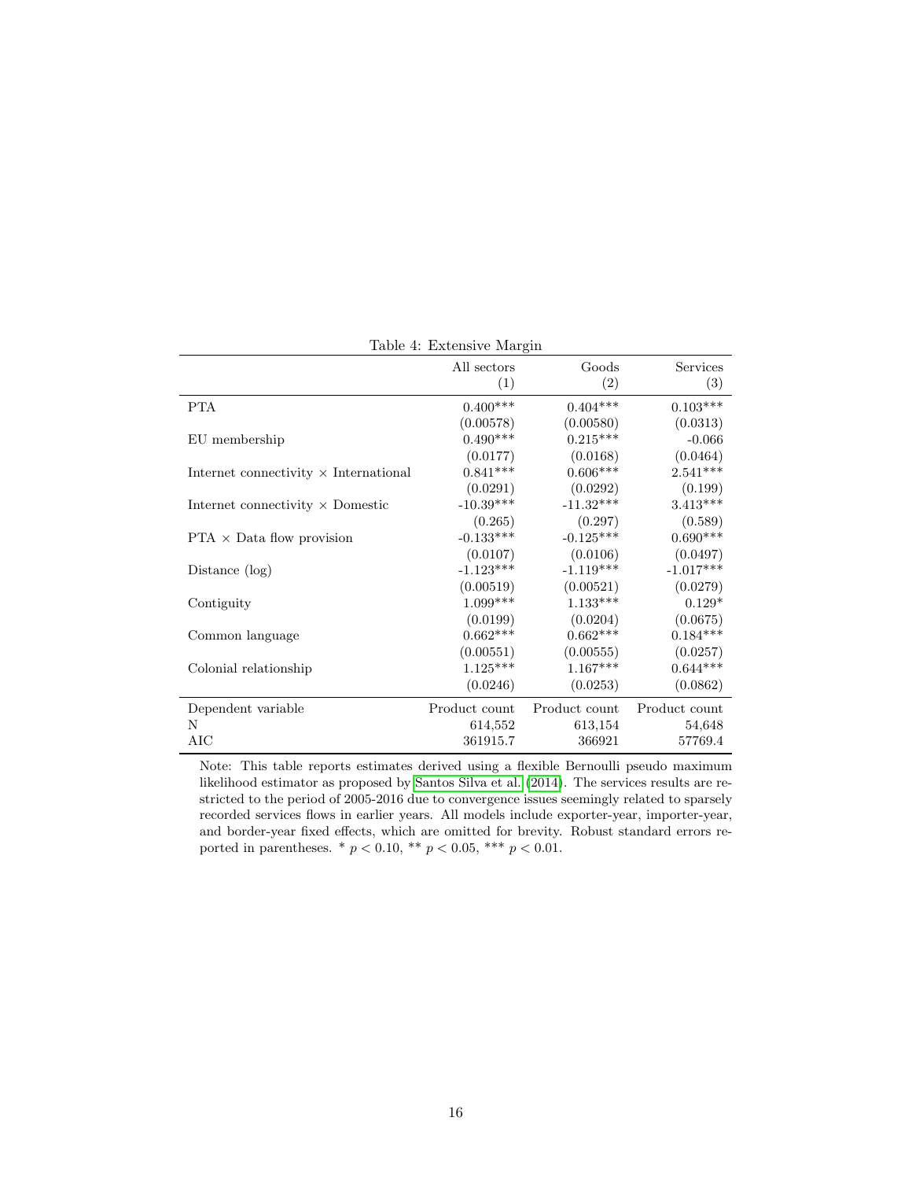Table 4: Extensive Margin

| | All sectors (1) | Goods (2) | Services (3) |
|---|---|---|---|
| PTA | 0.400*** | 0.404*** | 0.103*** |
| | (0.00578) | (0.00580) | (0.0313) |
| EU membership | 0.490*** | 0.215*** | -0.066 |
| | (0.0177) | (0.0168) | (0.0464) |
| Internet connectivity × International | 0.841*** | 0.606*** | 2.541*** |
| | (0.0291) | (0.0292) | (0.199) |
| Internet connectivity × Domestic | -10.39*** | -11.32*** | 3.413*** |
| | (0.265) | (0.297) | (0.589) |
| PTA × Data flow provision | -0.133*** | -0.125*** | 0.690*** |
| | (0.0107) | (0.0106) | (0.0497) |
| Distance (log) | -1.123*** | -1.119*** | -1.017*** |
| | (0.00519) | (0.00521) | (0.0279) |
| Contiguity | 1.099*** | 1.133*** | 0.129* |
| | (0.0199) | (0.0204) | (0.0675) |
| Common language | 0.662*** | 0.662*** | 0.184*** |
| | (0.00551) | (0.00555) | (0.0257) |
| Colonial relationship | 1.125*** | 1.167*** | 0.644*** |
| | (0.0246) | (0.0253) | (0.0862) |
| Dependent variable | Product count | Product count | Product count |
| N | 614,552 | 613,154 | 54,648 |
| AIC | 361915.7 | 366921 | 57769.4 |

Note: This table reports estimates derived using a flexible Bernoulli pseudo maximum likelihood estimator as proposed by Santos Silva et al. (2014). The services results are restricted to the period of 2005-2016 due to convergence issues seemingly related to sparsely recorded services flows in earlier years. All models include exporter-year, importer-year, and border-year fixed effects, which are omitted for brevity. Robust standard errors reported in parentheses. * $p < 0.10$, ** $p < 0.05$, *** $p < 0.01$.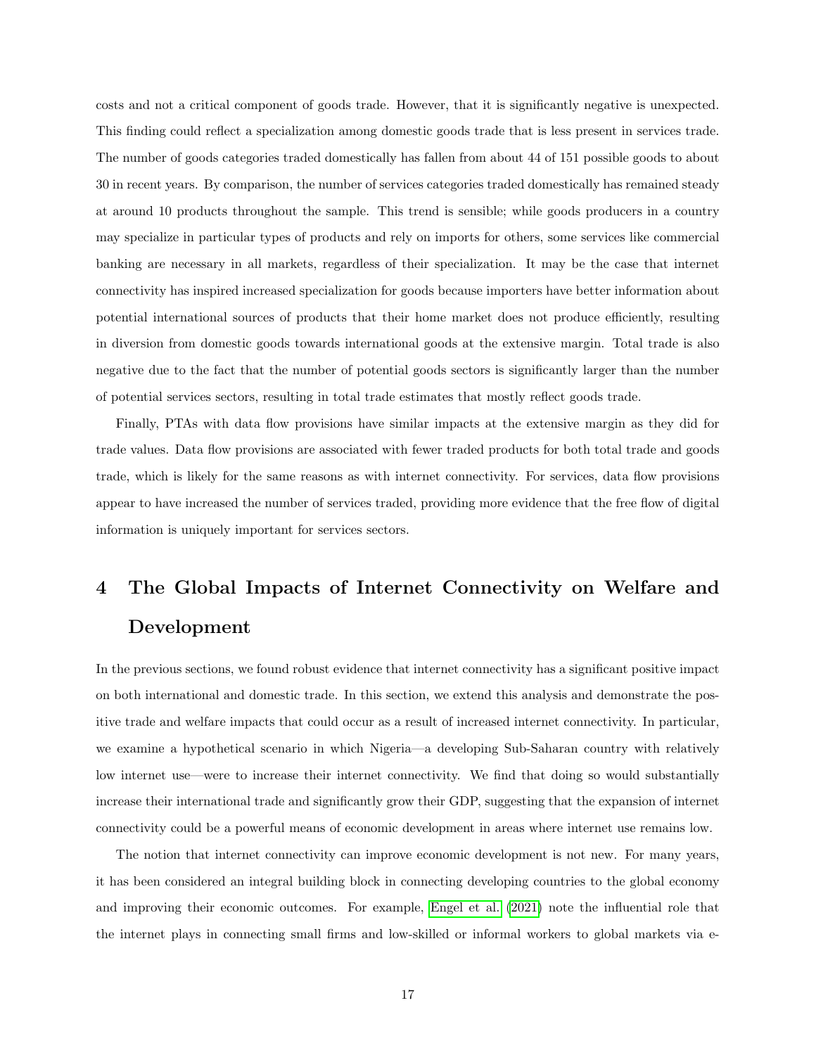costs and not a critical component of goods trade. However, that it is significantly negative is unexpected. This finding could reflect a specialization among domestic goods trade that is less present in services trade. The number of goods categories traded domestically has fallen from about 44 of 151 possible goods to about 30 in recent years. By comparison, the number of services categories traded domestically has remained steady at around 10 products throughout the sample. This trend is sensible; while goods producers in a country may specialize in particular types of products and rely on imports for others, some services like commercial banking are necessary in all markets, regardless of their specialization. It may be the case that internet connectivity has inspired increased specialization for goods because importers have better information about potential international sources of products that their home market does not produce efficiently, resulting in diversion from domestic goods towards international goods at the extensive margin. Total trade is also negative due to the fact that the number of potential goods sectors is significantly larger than the number of potential services sectors, resulting in total trade estimates that mostly reflect goods trade.

Finally, PTAs with data flow provisions have similar impacts at the extensive margin as they did for trade values. Data flow provisions are associated with fewer traded products for both total trade and goods trade, which is likely for the same reasons as with internet connectivity. For services, data flow provisions appear to have increased the number of services traded, providing more evidence that the free flow of digital information is uniquely important for services sectors.

# 4 The Global Impacts of Internet Connectivity on Welfare and Development

In the previous sections, we found robust evidence that internet connectivity has a significant positive impact on both international and domestic trade. In this section, we extend this analysis and demonstrate the positive trade and welfare impacts that could occur as a result of increased internet connectivity. In particular, we examine a hypothetical scenario in which Nigeria—a developing Sub-Saharan country with relatively low internet use—were to increase their internet connectivity. We find that doing so would substantially increase their international trade and significantly grow their GDP, suggesting that the expansion of internet connectivity could be a powerful means of economic development in areas where internet use remains low.

The notion that internet connectivity can improve economic development is not new. For many years, it has been considered an integral building block in connecting developing countries to the global economy and improving their economic outcomes. For example, Engel et al. (2021) note the influential role that the internet plays in connecting small firms and low-skilled or informal workers to global markets via e-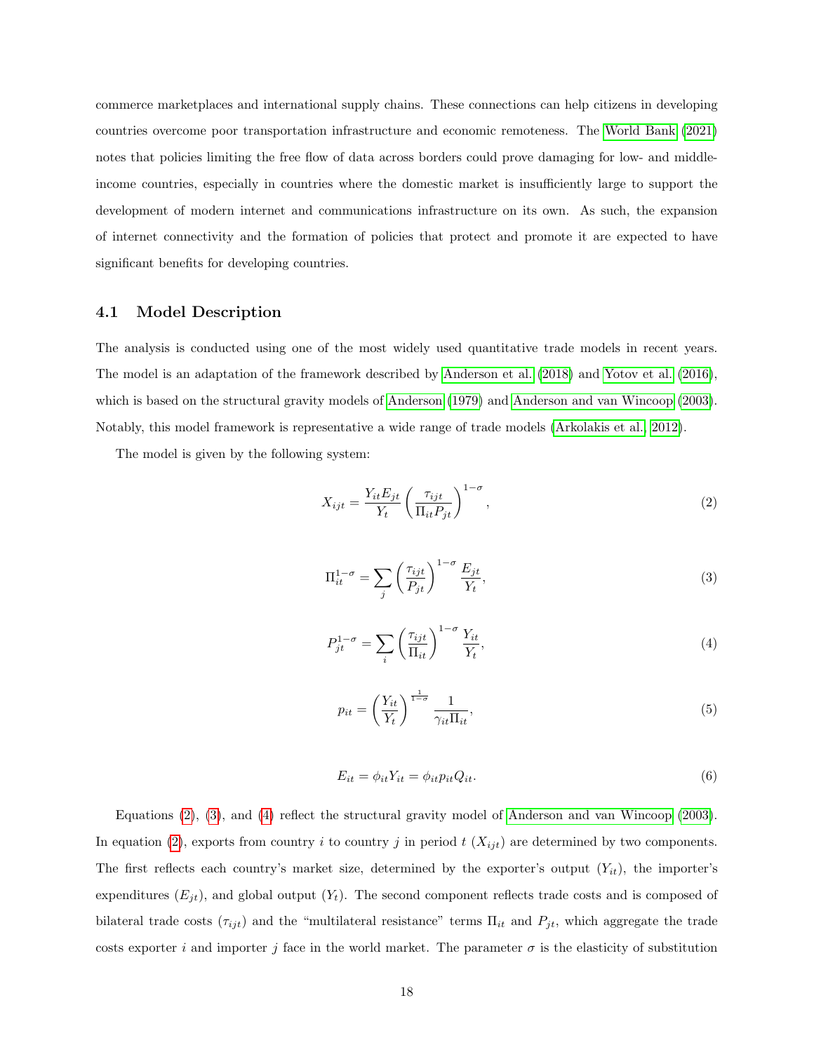commerce marketplaces and international supply chains. These connections can help citizens in developing countries overcome poor transportation infrastructure and economic remoteness. The World Bank (2021) notes that policies limiting the free flow of data across borders could prove damaging for low- and middle-income countries, especially in countries where the domestic market is insufficiently large to support the development of modern internet and communications infrastructure on its own. As such, the expansion of internet connectivity and the formation of policies that protect and promote it are expected to have significant benefits for developing countries.

### 4.1 Model Description

The analysis is conducted using one of the most widely used quantitative trade models in recent years. The model is an adaptation of the framework described by Anderson et al. (2018) and Yotov et al. (2016), which is based on the structural gravity models of Anderson (1979) and Anderson and van Wincoop (2003). Notably, this model framework is representative a wide range of trade models (Arkolakis et al., 2012).

The model is given by the following system:

$$X_{ijt} = \frac{Y_{it} E_{jt}}{Y_t} \left( \frac{\tau_{ijt}}{\Pi_{it} P_{jt}} \right)^{1-\sigma}, \tag{2}$$

$$\Pi_{it}^{1-\sigma} = \sum_j \left( \frac{\tau_{ijt}}{P_{jt}} \right)^{1-\sigma} \frac{E_{jt}}{Y_t}, \tag{3}$$

$$P_{jt}^{1-\sigma} = \sum_i \left( \frac{\tau_{ijt}}{\Pi_{it}} \right)^{1-\sigma} \frac{Y_{it}}{Y_t}, \tag{4}$$

$$p_{it} = \left( \frac{Y_{it}}{Y_t} \right)^{\frac{1}{1-\sigma}} \frac{1}{\gamma_{it} \Pi_{it}}, \tag{5}$$

$$E_{it} = \phi_{it} Y_{it} = \phi_{it} p_{it} Q_{it}. \tag{6}$$

Equations (2), (3), and (4) reflect the structural gravity model of Anderson and van Wincoop (2003). In equation (2), exports from country $i$ to country $j$ in period $t$ ($X_{ijt}$) are determined by two components. The first reflects each country's market size, determined by the exporter's output ($Y_{it}$), the importer's expenditures ($E_{jt}$), and global output ($Y_t$). The second component reflects trade costs and is composed of bilateral trade costs ($\tau_{ijt}$) and the "multilateral resistance" terms $\Pi_{it}$ and $P_{jt}$, which aggregate the trade costs exporter $i$ and importer $j$ face in the world market. The parameter $\sigma$ is the elasticity of substitution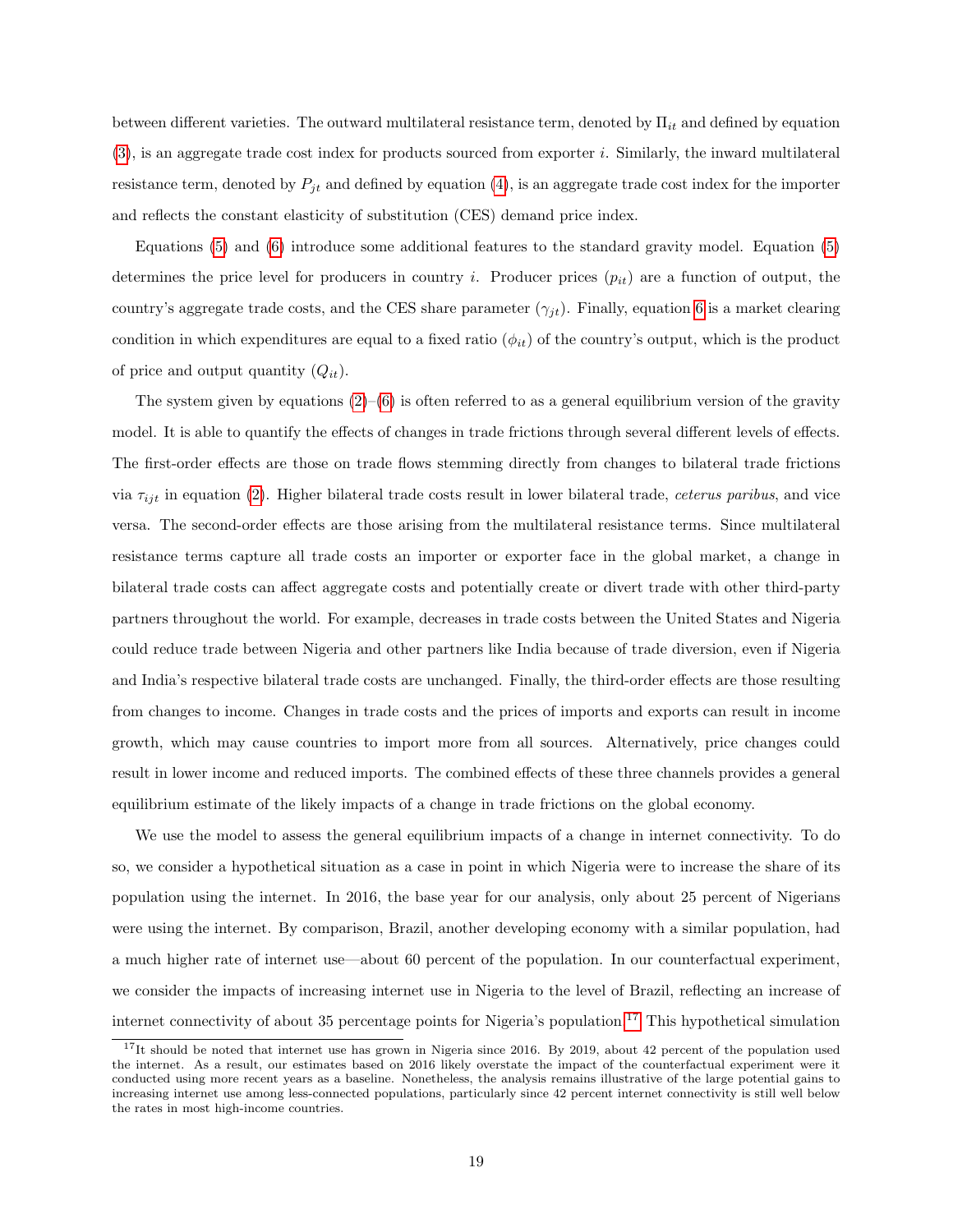between different varieties. The outward multilateral resistance term, denoted by $\Pi_{it}$ and defined by equation (3), is an aggregate trade cost index for products sourced from exporter $i$. Similarly, the inward multilateral resistance term, denoted by $P_{jt}$ and defined by equation (4), is an aggregate trade cost index for the importer and reflects the constant elasticity of substitution (CES) demand price index.

Equations (5) and (6) introduce some additional features to the standard gravity model. Equation (5) determines the price level for producers in country $i$. Producer prices ($p_{it}$) are a function of output, the country's aggregate trade costs, and the CES share parameter ($\gamma_{jt}$). Finally, equation 6 is a market clearing condition in which expenditures are equal to a fixed ratio ($\phi_{it}$) of the country's output, which is the product of price and output quantity ($Q_{it}$).

The system given by equations (2)–(6) is often referred to as a general equilibrium version of the gravity model. It is able to quantify the effects of changes in trade frictions through several different levels of effects. The first-order effects are those on trade flows stemming directly from changes to bilateral trade frictions via $\tau_{ijt}$ in equation (2). Higher bilateral trade costs result in lower bilateral trade, *ceterus paribus*, and vice versa. The second-order effects are those arising from the multilateral resistance terms. Since multilateral resistance terms capture all trade costs an importer or exporter face in the global market, a change in bilateral trade costs can affect aggregate costs and potentially create or divert trade with other third-party partners throughout the world. For example, decreases in trade costs between the United States and Nigeria could reduce trade between Nigeria and other partners like India because of trade diversion, even if Nigeria and India's respective bilateral trade costs are unchanged. Finally, the third-order effects are those resulting from changes to income. Changes in trade costs and the prices of imports and exports can result in income growth, which may cause countries to import more from all sources. Alternatively, price changes could result in lower income and reduced imports. The combined effects of these three channels provides a general equilibrium estimate of the likely impacts of a change in trade frictions on the global economy.

We use the model to assess the general equilibrium impacts of a change in internet connectivity. To do so, we consider a hypothetical situation as a case in point in which Nigeria were to increase the share of its population using the internet. In 2016, the base year for our analysis, only about 25 percent of Nigerians were using the internet. By comparison, Brazil, another developing economy with a similar population, had a much higher rate of internet use—about 60 percent of the population. In our counterfactual experiment, we consider the impacts of increasing internet use in Nigeria to the level of Brazil, reflecting an increase of internet connectivity of about 35 percentage points for Nigeria's population.[17] This hypothetical simulation

[17] It should be noted that internet use has grown in Nigeria since 2016. By 2019, about 42 percent of the population used the internet. As a result, our estimates based on 2016 likely overstate the impact of the counterfactual experiment were it conducted using more recent years as a baseline. Nonetheless, the analysis remains illustrative of the large potential gains to increasing internet use among less-connected populations, particularly since 42 percent internet connectivity is still well below the rates in most high-income countries.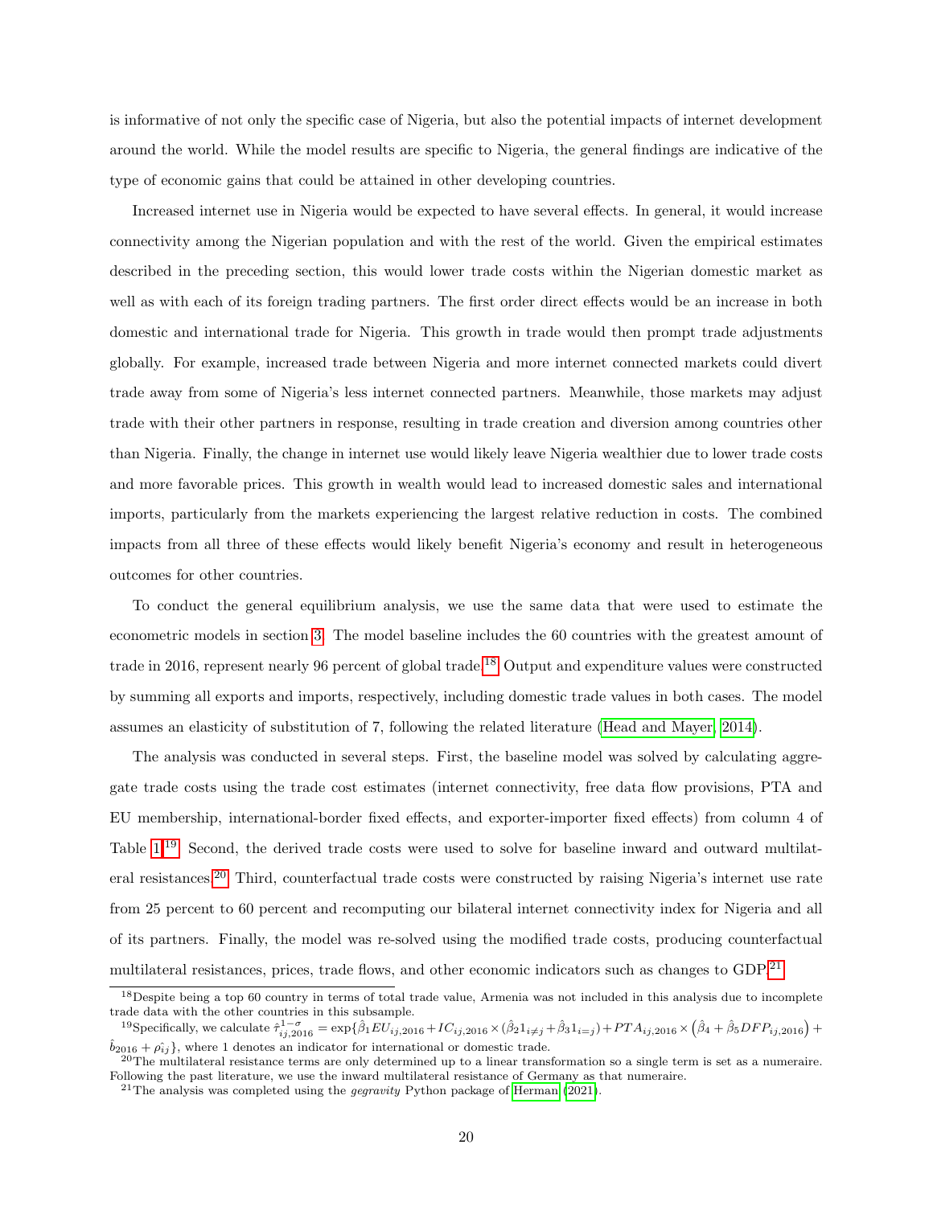is informative of not only the specific case of Nigeria, but also the potential impacts of internet development around the world. While the model results are specific to Nigeria, the general findings are indicative of the type of economic gains that could be attained in other developing countries.

Increased internet use in Nigeria would be expected to have several effects. In general, it would increase connectivity among the Nigerian population and with the rest of the world. Given the empirical estimates described in the preceding section, this would lower trade costs within the Nigerian domestic market as well as with each of its foreign trading partners. The first order direct effects would be an increase in both domestic and international trade for Nigeria. This growth in trade would then prompt trade adjustments globally. For example, increased trade between Nigeria and more internet connected markets could divert trade away from some of Nigeria's less internet connected partners. Meanwhile, those markets may adjust trade with their other partners in response, resulting in trade creation and diversion among countries other than Nigeria. Finally, the change in internet use would likely leave Nigeria wealthier due to lower trade costs and more favorable prices. This growth in wealth would lead to increased domestic sales and international imports, particularly from the markets experiencing the largest relative reduction in costs. The combined impacts from all three of these effects would likely benefit Nigeria's economy and result in heterogeneous outcomes for other countries.

To conduct the general equilibrium analysis, we use the same data that were used to estimate the econometric models in section 3. The model baseline includes the 60 countries with the greatest amount of trade in 2016, represent nearly 96 percent of global trade.[18] Output and expenditure values were constructed by summing all exports and imports, respectively, including domestic trade values in both cases. The model assumes an elasticity of substitution of 7, following the related literature (Head and Mayer, 2014).

The analysis was conducted in several steps. First, the baseline model was solved by calculating aggregate trade costs using the trade cost estimates (internet connectivity, free data flow provisions, PTA and EU membership, international-border fixed effects, and exporter-importer fixed effects) from column 4 of Table 1.[19] Second, the derived trade costs were used to solve for baseline inward and outward multilateral resistances.[20] Third, counterfactual trade costs were constructed by raising Nigeria's internet use rate from 25 percent to 60 percent and recomputing our bilateral internet connectivity index for Nigeria and all of its partners. Finally, the model was re-solved using the modified trade costs, producing counterfactual multilateral resistances, prices, trade flows, and other economic indicators such as changes to GDP.[21]

[18] Despite being a top 60 country in terms of total trade value, Armenia was not included in this analysis due to incomplete trade data with the other countries in this subsample.

[19] Specifically, we calculate $\hat{\tau}_{ij,2016}^{1-\sigma} = \exp\{\hat{\beta}_1 EU_{ij,2016} + IC_{ij,2016} \times (\hat{\beta}_2 1_{i \neq j} + \hat{\beta}_3 1_{i=j}) + PTA_{ij,2016} \times \left(\hat{\beta}_4 + \hat{\beta}_5 DFP_{ij,2016}\right) + \hat{b}_{2016} + \hat{\rho_{ij}}\}$, where 1 denotes an indicator for international or domestic trade.

[20] The multilateral resistance terms are only determined up to a linear transformation so a single term is set as a numeraire. Following the past literature, we use the inward multilateral resistance of Germany as that numeraire.

[21] The analysis was completed using the *gegravity* Python package of Herman (2021).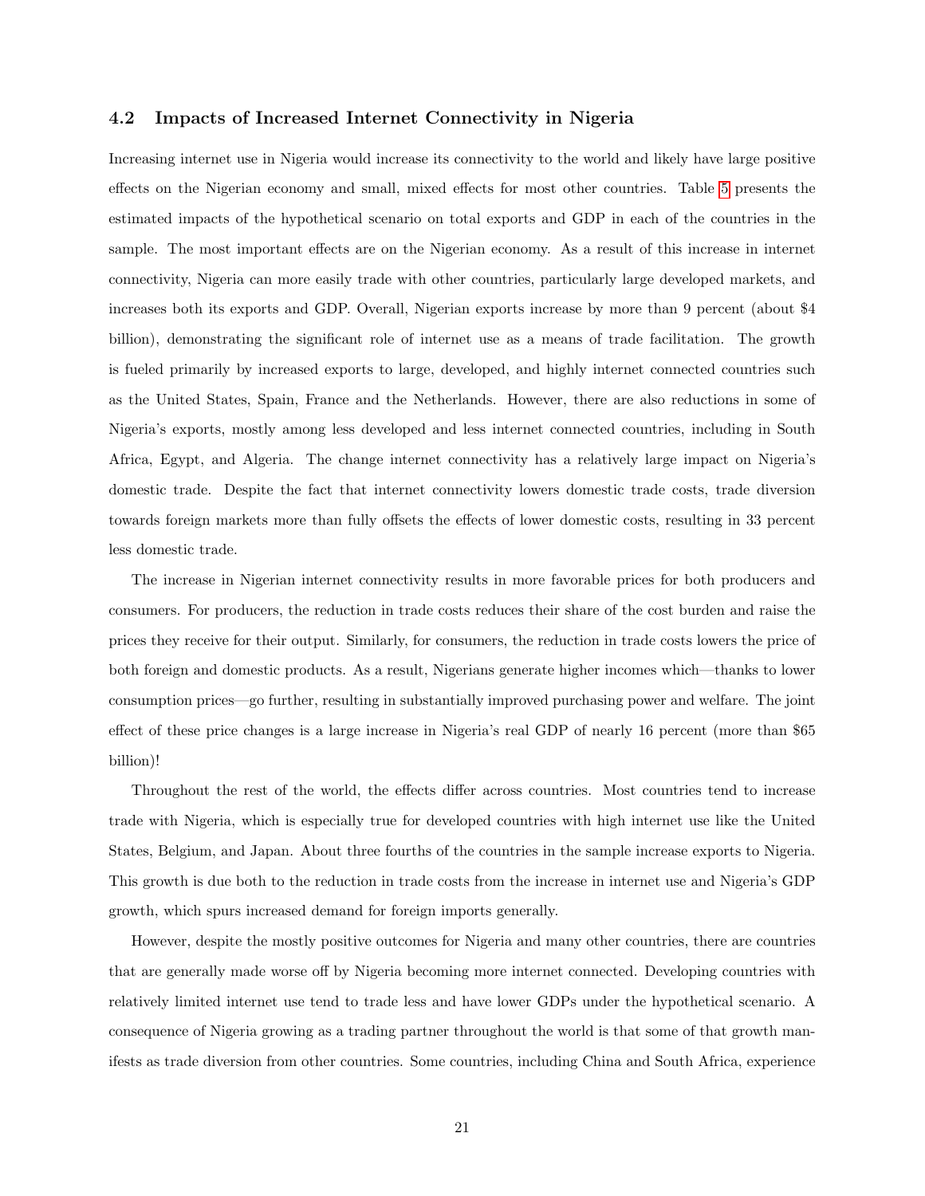### 4.2 Impacts of Increased Internet Connectivity in Nigeria

Increasing internet use in Nigeria would increase its connectivity to the world and likely have large positive effects on the Nigerian economy and small, mixed effects for most other countries. Table 5 presents the estimated impacts of the hypothetical scenario on total exports and GDP in each of the countries in the sample. The most important effects are on the Nigerian economy. As a result of this increase in internet connectivity, Nigeria can more easily trade with other countries, particularly large developed markets, and increases both its exports and GDP. Overall, Nigerian exports increase by more than 9 percent (about $4 billion), demonstrating the significant role of internet use as a means of trade facilitation. The growth is fueled primarily by increased exports to large, developed, and highly internet connected countries such as the United States, Spain, France and the Netherlands. However, there are also reductions in some of Nigeria's exports, mostly among less developed and less internet connected countries, including in South Africa, Egypt, and Algeria. The change internet connectivity has a relatively large impact on Nigeria's domestic trade. Despite the fact that internet connectivity lowers domestic trade costs, trade diversion towards foreign markets more than fully offsets the effects of lower domestic costs, resulting in 33 percent less domestic trade.

The increase in Nigerian internet connectivity results in more favorable prices for both producers and consumers. For producers, the reduction in trade costs reduces their share of the cost burden and raise the prices they receive for their output. Similarly, for consumers, the reduction in trade costs lowers the price of both foreign and domestic products. As a result, Nigerians generate higher incomes which—thanks to lower consumption prices—go further, resulting in substantially improved purchasing power and welfare. The joint effect of these price changes is a large increase in Nigeria's real GDP of nearly 16 percent (more than $65 billion)!

Throughout the rest of the world, the effects differ across countries. Most countries tend to increase trade with Nigeria, which is especially true for developed countries with high internet use like the United States, Belgium, and Japan. About three fourths of the countries in the sample increase exports to Nigeria. This growth is due both to the reduction in trade costs from the increase in internet use and Nigeria's GDP growth, which spurs increased demand for foreign imports generally.

However, despite the mostly positive outcomes for Nigeria and many other countries, there are countries that are generally made worse off by Nigeria becoming more internet connected. Developing countries with relatively limited internet use tend to trade less and have lower GDPs under the hypothetical scenario. A consequence of Nigeria growing as a trading partner throughout the world is that some of that growth manifests as trade diversion from other countries. Some countries, including China and South Africa, experience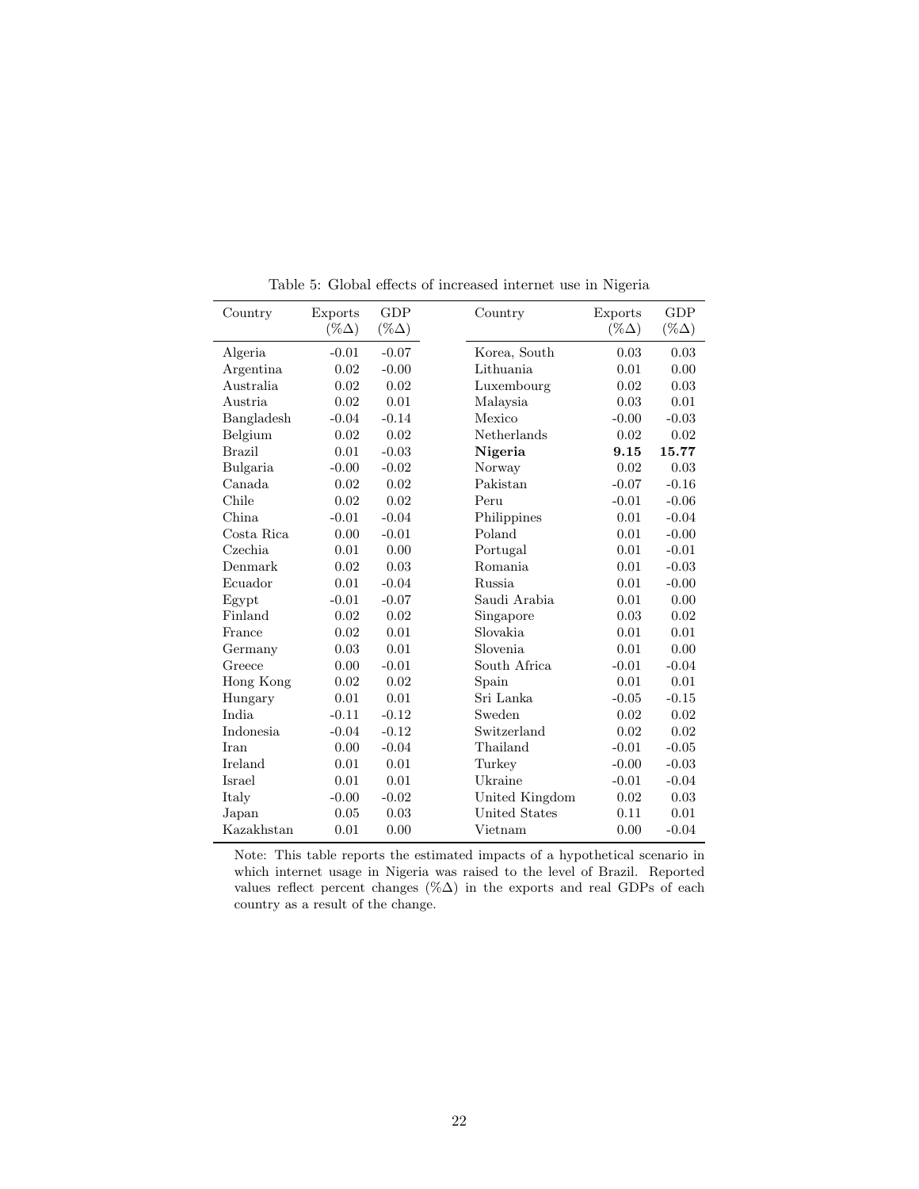Table 5: Global effects of increased internet use in Nigeria

| Country | Exports ($\%\Delta$) | GDP ($\%\Delta$) | Country | Exports ($\%\Delta$) | GDP ($\%\Delta$) |
|---|---|---|---|---|---|
| Algeria | -0.01 | -0.07 | Korea, South | 0.03 | 0.03 |
| Argentina | 0.02 | -0.00 | Lithuania | 0.01 | 0.00 |
| Australia | 0.02 | 0.02 | Luxembourg | 0.02 | 0.03 |
| Austria | 0.02 | 0.01 | Malaysia | 0.03 | 0.01 |
| Bangladesh | -0.04 | -0.14 | Mexico | -0.00 | -0.03 |
| Belgium | 0.02 | 0.02 | Netherlands | 0.02 | 0.02 |
| Brazil | 0.01 | -0.03 | **Nigeria** | **9.15** | **15.77** |
| Bulgaria | -0.00 | -0.02 | Norway | 0.02 | 0.03 |
| Canada | 0.02 | 0.02 | Pakistan | -0.07 | -0.16 |
| Chile | 0.02 | 0.02 | Peru | -0.01 | -0.06 |
| China | -0.01 | -0.04 | Philippines | 0.01 | -0.04 |
| Costa Rica | 0.00 | -0.01 | Poland | 0.01 | -0.00 |
| Czechia | 0.01 | 0.00 | Portugal | 0.01 | -0.01 |
| Denmark | 0.02 | 0.03 | Romania | 0.01 | -0.03 |
| Ecuador | 0.01 | -0.04 | Russia | 0.01 | -0.00 |
| Egypt | -0.01 | -0.07 | Saudi Arabia | 0.01 | 0.00 |
| Finland | 0.02 | 0.02 | Singapore | 0.03 | 0.02 |
| France | 0.02 | 0.01 | Slovakia | 0.01 | 0.01 |
| Germany | 0.03 | 0.01 | Slovenia | 0.01 | 0.00 |
| Greece | 0.00 | -0.01 | South Africa | -0.01 | -0.04 |
| Hong Kong | 0.02 | 0.02 | Spain | 0.01 | 0.01 |
| Hungary | 0.01 | 0.01 | Sri Lanka | -0.05 | -0.15 |
| India | -0.11 | -0.12 | Sweden | 0.02 | 0.02 |
| Indonesia | -0.04 | -0.12 | Switzerland | 0.02 | 0.02 |
| Iran | 0.00 | -0.04 | Thailand | -0.01 | -0.05 |
| Ireland | 0.01 | 0.01 | Turkey | -0.00 | -0.03 |
| Israel | 0.01 | 0.01 | Ukraine | -0.01 | -0.04 |
| Italy | -0.00 | -0.02 | United Kingdom | 0.02 | 0.03 |
| Japan | 0.05 | 0.03 | United States | 0.11 | 0.01 |
| Kazakhstan | 0.01 | 0.00 | Vietnam | 0.00 | -0.04 |

Note: This table reports the estimated impacts of a hypothetical scenario in which internet usage in Nigeria was raised to the level of Brazil. Reported values reflect percent changes ($\%\Delta$) in the exports and real GDPs of each country as a result of the change.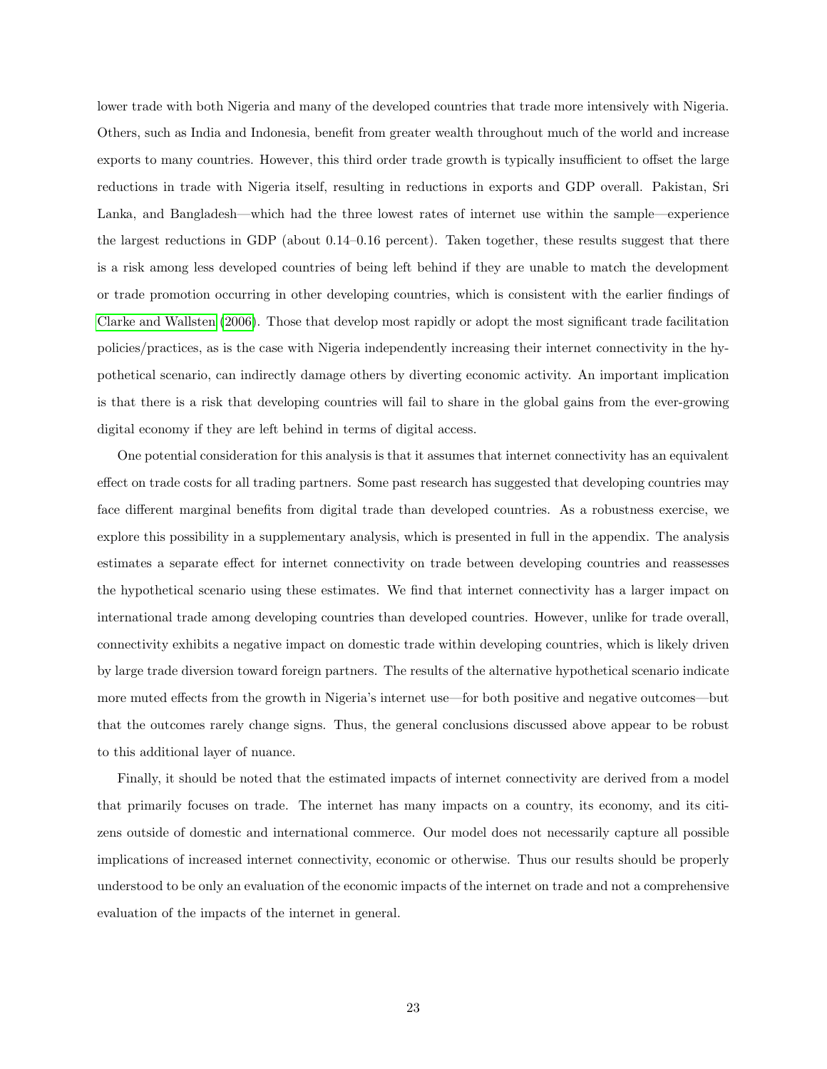lower trade with both Nigeria and many of the developed countries that trade more intensively with Nigeria. Others, such as India and Indonesia, benefit from greater wealth throughout much of the world and increase exports to many countries. However, this third order trade growth is typically insufficient to offset the large reductions in trade with Nigeria itself, resulting in reductions in exports and GDP overall. Pakistan, Sri Lanka, and Bangladesh—which had the three lowest rates of internet use within the sample—experience the largest reductions in GDP (about 0.14–0.16 percent). Taken together, these results suggest that there is a risk among less developed countries of being left behind if they are unable to match the development or trade promotion occurring in other developing countries, which is consistent with the earlier findings of Clarke and Wallsten (2006). Those that develop most rapidly or adopt the most significant trade facilitation policies/practices, as is the case with Nigeria independently increasing their internet connectivity in the hypothetical scenario, can indirectly damage others by diverting economic activity. An important implication is that there is a risk that developing countries will fail to share in the global gains from the ever-growing digital economy if they are left behind in terms of digital access.

One potential consideration for this analysis is that it assumes that internet connectivity has an equivalent effect on trade costs for all trading partners. Some past research has suggested that developing countries may face different marginal benefits from digital trade than developed countries. As a robustness exercise, we explore this possibility in a supplementary analysis, which is presented in full in the appendix. The analysis estimates a separate effect for internet connectivity on trade between developing countries and reassesses the hypothetical scenario using these estimates. We find that internet connectivity has a larger impact on international trade among developing countries than developed countries. However, unlike for trade overall, connectivity exhibits a negative impact on domestic trade within developing countries, which is likely driven by large trade diversion toward foreign partners. The results of the alternative hypothetical scenario indicate more muted effects from the growth in Nigeria's internet use—for both positive and negative outcomes—but that the outcomes rarely change signs. Thus, the general conclusions discussed above appear to be robust to this additional layer of nuance.

Finally, it should be noted that the estimated impacts of internet connectivity are derived from a model that primarily focuses on trade. The internet has many impacts on a country, its economy, and its citizens outside of domestic and international commerce. Our model does not necessarily capture all possible implications of increased internet connectivity, economic or otherwise. Thus our results should be properly understood to be only an evaluation of the economic impacts of the internet on trade and not a comprehensive evaluation of the impacts of the internet in general.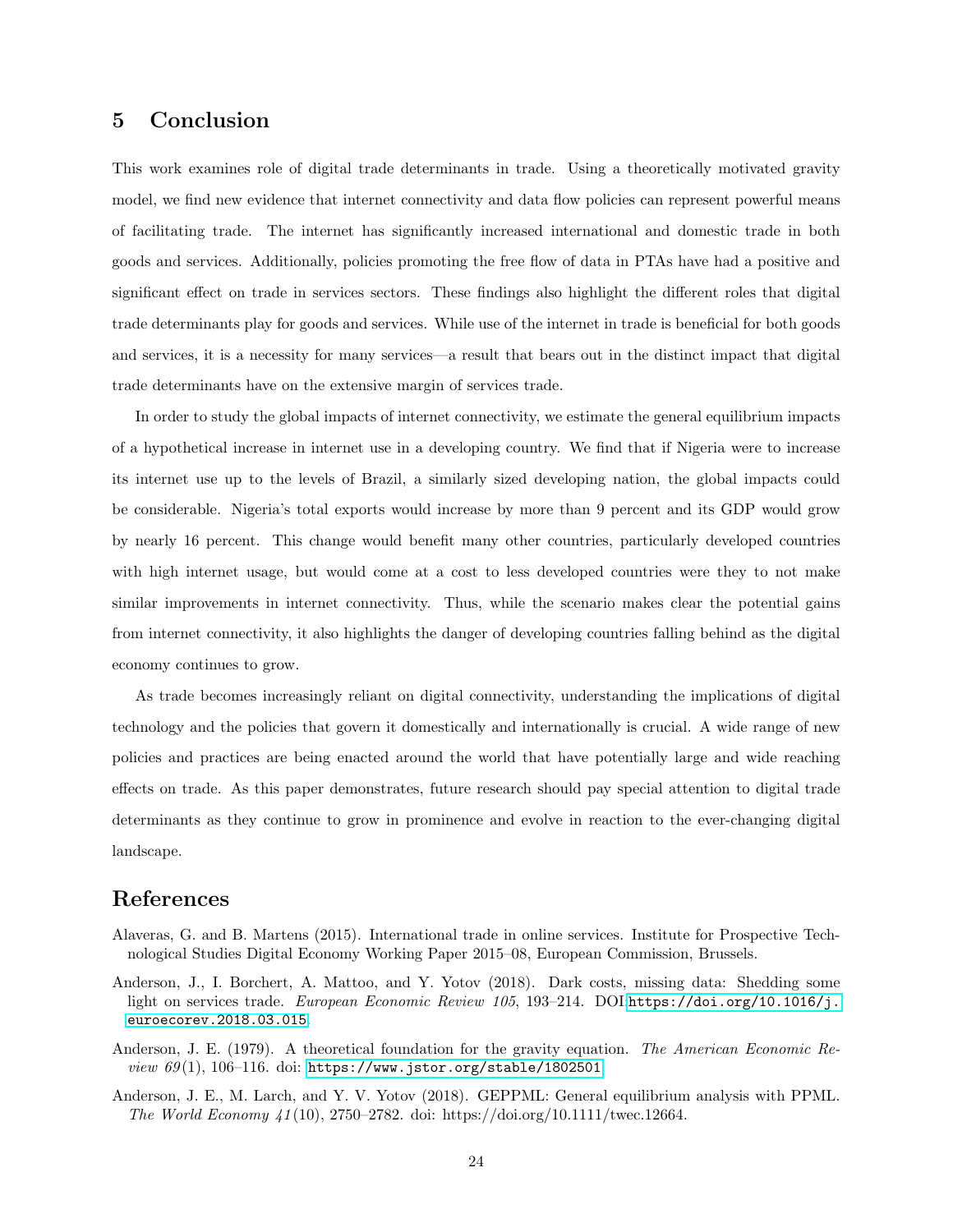## 5 Conclusion

This work examines role of digital trade determinants in trade. Using a theoretically motivated gravity model, we find new evidence that internet connectivity and data flow policies can represent powerful means of facilitating trade. The internet has significantly increased international and domestic trade in both goods and services. Additionally, policies promoting the free flow of data in PTAs have had a positive and significant effect on trade in services sectors. These findings also highlight the different roles that digital trade determinants play for goods and services. While use of the internet in trade is beneficial for both goods and services, it is a necessity for many services—a result that bears out in the distinct impact that digital trade determinants have on the extensive margin of services trade.

In order to study the global impacts of internet connectivity, we estimate the general equilibrium impacts of a hypothetical increase in internet use in a developing country. We find that if Nigeria were to increase its internet use up to the levels of Brazil, a similarly sized developing nation, the global impacts could be considerable. Nigeria's total exports would increase by more than 9 percent and its GDP would grow by nearly 16 percent. This change would benefit many other countries, particularly developed countries with high internet usage, but would come at a cost to less developed countries were they to not make similar improvements in internet connectivity. Thus, while the scenario makes clear the potential gains from internet connectivity, it also highlights the danger of developing countries falling behind as the digital economy continues to grow.

As trade becomes increasingly reliant on digital connectivity, understanding the implications of digital technology and the policies that govern it domestically and internationally is crucial. A wide range of new policies and practices are being enacted around the world that have potentially large and wide reaching effects on trade. As this paper demonstrates, future research should pay special attention to digital trade determinants as they continue to grow in prominence and evolve in reaction to the ever-changing digital landscape.

# References

Alaveras, G. and B. Martens (2015). International trade in online services. Institute for Prospective Technological Studies Digital Economy Working Paper 2015–08, European Commission, Brussels.

Anderson, J., I. Borchert, A. Mattoo, and Y. Yotov (2018). Dark costs, missing data: Shedding some light on services trade. *European Economic Review 105*, 193–214. DOI https://doi.org/10.1016/j.euroecorev.2018.03.015.

Anderson, J. E. (1979). A theoretical foundation for the gravity equation. *The American Economic Review 69*(1), 106–116. doi: https://www.jstor.org/stable/1802501.

Anderson, J. E., M. Larch, and Y. V. Yotov (2018). GEPPML: General equilibrium analysis with PPML. *The World Economy 41*(10), 2750–2782. doi: https://doi.org/10.1111/twec.12664.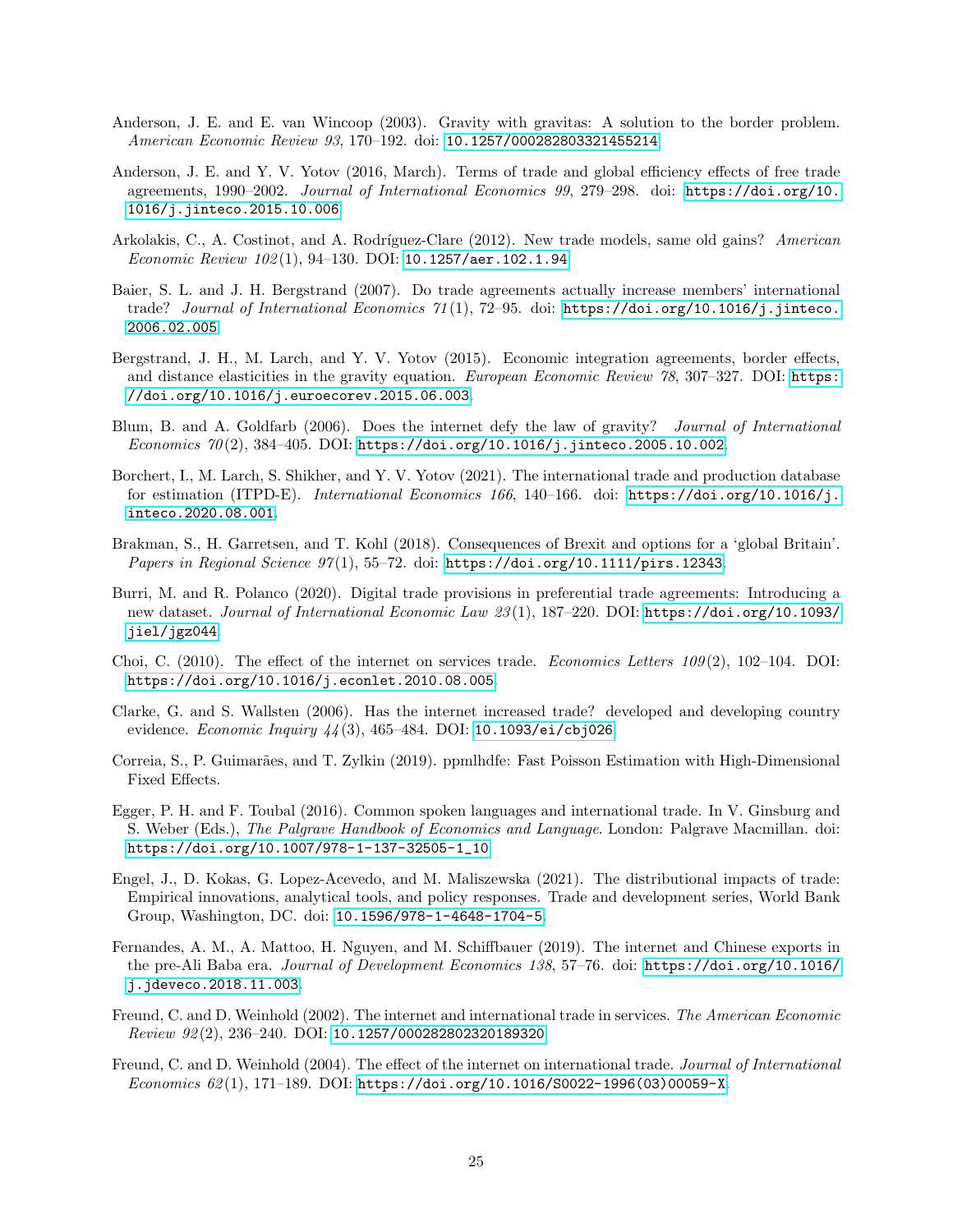Anderson, J. E. and E. van Wincoop (2003). Gravity with gravitas: A solution to the border problem. *American Economic Review 93*, 170–192. doi: 10.1257/000282803321455214

Anderson, J. E. and Y. V. Yotov (2016, March). Terms of trade and global efficiency effects of free trade agreements, 1990–2002. *Journal of International Economics 99*, 279–298. doi: https://doi.org/10.1016/j.jinteco.2015.10.006

Arkolakis, C., A. Costinot, and A. Rodríguez-Clare (2012). New trade models, same old gains? *American Economic Review 102*(1), 94–130. DOI: 10.1257/aer.102.1.94

Baier, S. L. and J. H. Bergstrand (2007). Do trade agreements actually increase members' international trade? *Journal of International Economics 71*(1), 72–95. doi: https://doi.org/10.1016/j.jinteco.2006.02.005

Bergstrand, J. H., M. Larch, and Y. V. Yotov (2015). Economic integration agreements, border effects, and distance elasticities in the gravity equation. *European Economic Review 78*, 307–327. DOI: https://doi.org/10.1016/j.euroecorev.2015.06.003

Blum, B. and A. Goldfarb (2006). Does the internet defy the law of gravity? *Journal of International Economics 70*(2), 384–405. DOI: https://doi.org/10.1016/j.jinteco.2005.10.002

Borchert, I., M. Larch, S. Shikher, and Y. V. Yotov (2021). The international trade and production database for estimation (ITPD-E). *International Economics 166*, 140–166. doi: https://doi.org/10.1016/j.inteco.2020.08.001

Brakman, S., H. Garretsen, and T. Kohl (2018). Consequences of Brexit and options for a 'global Britain'. *Papers in Regional Science 97*(1), 55–72. doi: https://doi.org/10.1111/pirs.12343

Burri, M. and R. Polanco (2020). Digital trade provisions in preferential trade agreements: Introducing a new dataset. *Journal of International Economic Law 23*(1), 187–220. DOI: https://doi.org/10.1093/jiel/jgz044

Choi, C. (2010). The effect of the internet on services trade. *Economics Letters 109*(2), 102–104. DOI: https://doi.org/10.1016/j.econlet.2010.08.005

Clarke, G. and S. Wallsten (2006). Has the internet increased trade? developed and developing country evidence. *Economic Inquiry 44*(3), 465–484. DOI: 10.1093/ei/cbj026

Correia, S., P. Guimarães, and T. Zylkin (2019). ppmlhdfe: Fast Poisson Estimation with High-Dimensional Fixed Effects.

Egger, P. H. and F. Toubal (2016). Common spoken languages and international trade. In V. Ginsburg and S. Weber (Eds.), *The Palgrave Handbook of Economics and Language*. London: Palgrave Macmillan. doi: https://doi.org/10.1007/978-1-137-32505-1_10

Engel, J., D. Kokas, G. Lopez-Acevedo, and M. Maliszewska (2021). The distributional impacts of trade: Empirical innovations, analytical tools, and policy responses. Trade and development series, World Bank Group, Washington, DC. doi: 10.1596/978-1-4648-1704-5

Fernandes, A. M., A. Mattoo, H. Nguyen, and M. Schiffbauer (2019). The internet and Chinese exports in the pre-Ali Baba era. *Journal of Development Economics 138*, 57–76. doi: https://doi.org/10.1016/j.jdeveco.2018.11.003

Freund, C. and D. Weinhold (2002). The internet and international trade in services. *The American Economic Review 92*(2), 236–240. DOI: 10.1257/000282802320189320

Freund, C. and D. Weinhold (2004). The effect of the internet on international trade. *Journal of International Economics 62*(1), 171–189. DOI: https://doi.org/10.1016/S0022-1996(03)00059-X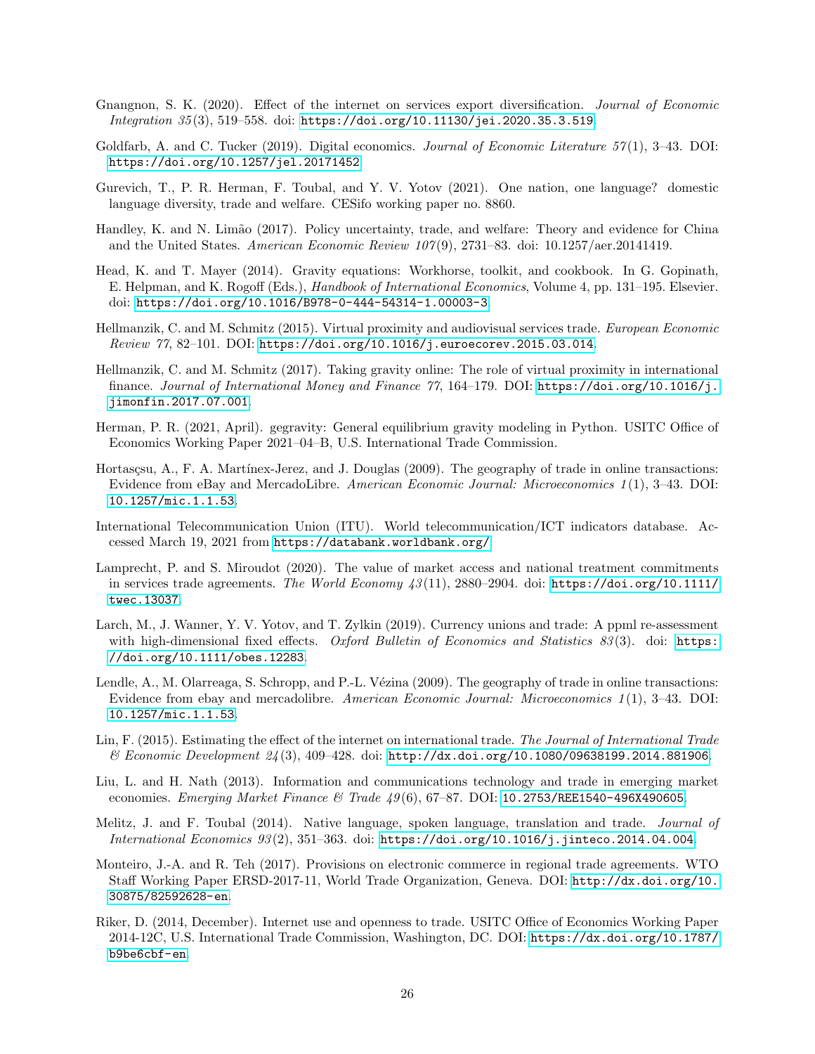Gnangnon, S. K. (2020). Effect of the internet on services export diversification. *Journal of Economic Integration 35*(3), 519–558. doi: https://doi.org/10.11130/jei.2020.35.3.519.

Goldfarb, A. and C. Tucker (2019). Digital economics. *Journal of Economic Literature 57*(1), 3–43. DOI: https://doi.org/10.1257/jel.20171452.

Gurevich, T., P. R. Herman, F. Toubal, and Y. V. Yotov (2021). One nation, one language? domestic language diversity, trade and welfare. CESifo working paper no. 8860.

Handley, K. and N. Limão (2017). Policy uncertainty, trade, and welfare: Theory and evidence for China and the United States. *American Economic Review 107*(9), 2731–83. doi: 10.1257/aer.20141419.

Head, K. and T. Mayer (2014). Gravity equations: Workhorse, toolkit, and cookbook. In G. Gopinath, E. Helpman, and K. Rogoff (Eds.), *Handbook of International Economics*, Volume 4, pp. 131–195. Elsevier. doi: https://doi.org/10.1016/B978-0-444-54314-1.00003-3.

Hellmanzik, C. and M. Schmitz (2015). Virtual proximity and audiovisual services trade. *European Economic Review 77*, 82–101. DOI: https://doi.org/10.1016/j.euroecorev.2015.03.014.

Hellmanzik, C. and M. Schmitz (2017). Taking gravity online: The role of virtual proximity in international finance. *Journal of International Money and Finance 77*, 164–179. DOI: https://doi.org/10.1016/j.jimonfin.2017.07.001.

Herman, P. R. (2021, April). gegravity: General equilibrium gravity modeling in Python. USITC Office of Economics Working Paper 2021–04–B, U.S. International Trade Commission.

Hortasçsu, A., F. A. Martínex-Jerez, and J. Douglas (2009). The geography of trade in online transactions: Evidence from eBay and MercadoLibre. *American Economic Journal: Microeconomics 1*(1), 3–43. DOI: 10.1257/mic.1.1.53.

International Telecommunication Union (ITU). World telecommunication/ICT indicators database. Accessed March 19, 2021 from https://databank.worldbank.org/.

Lamprecht, P. and S. Miroudot (2020). The value of market access and national treatment commitments in services trade agreements. *The World Economy 43*(11), 2880–2904. doi: https://doi.org/10.1111/twec.13037.

Larch, M., J. Wanner, Y. V. Yotov, and T. Zylkin (2019). Currency unions and trade: A ppml re-assessment with high-dimensional fixed effects. *Oxford Bulletin of Economics and Statistics 83*(3). doi: https://doi.org/10.1111/obes.12283.

Lendle, A., M. Olarreaga, S. Schropp, and P.-L. Vézina (2009). The geography of trade in online transactions: Evidence from ebay and mercadolibre. *American Economic Journal: Microeconomics 1*(1), 3–43. DOI: 10.1257/mic.1.1.53.

Lin, F. (2015). Estimating the effect of the internet on international trade. *The Journal of International Trade & Economic Development 24*(3), 409–428. doi: http://dx.doi.org/10.1080/09638199.2014.881906.

Liu, L. and H. Nath (2013). Information and communications technology and trade in emerging market economies. *Emerging Market Finance & Trade 49*(6), 67–87. DOI: 10.2753/REE1540-496X490605.

Melitz, J. and F. Toubal (2014). Native language, spoken language, translation and trade. *Journal of International Economics 93*(2), 351–363. doi: https://doi.org/10.1016/j.jinteco.2014.04.004.

Monteiro, J.-A. and R. Teh (2017). Provisions on electronic commerce in regional trade agreements. WTO Staff Working Paper ERSD-2017-11, World Trade Organization, Geneva. DOI: http://dx.doi.org/10.30875/82592628-en.

Riker, D. (2014, December). Internet use and openness to trade. USITC Office of Economics Working Paper 2014-12C, U.S. International Trade Commission, Washington, DC. DOI: https://dx.doi.org/10.1787/b9be6cbf-en.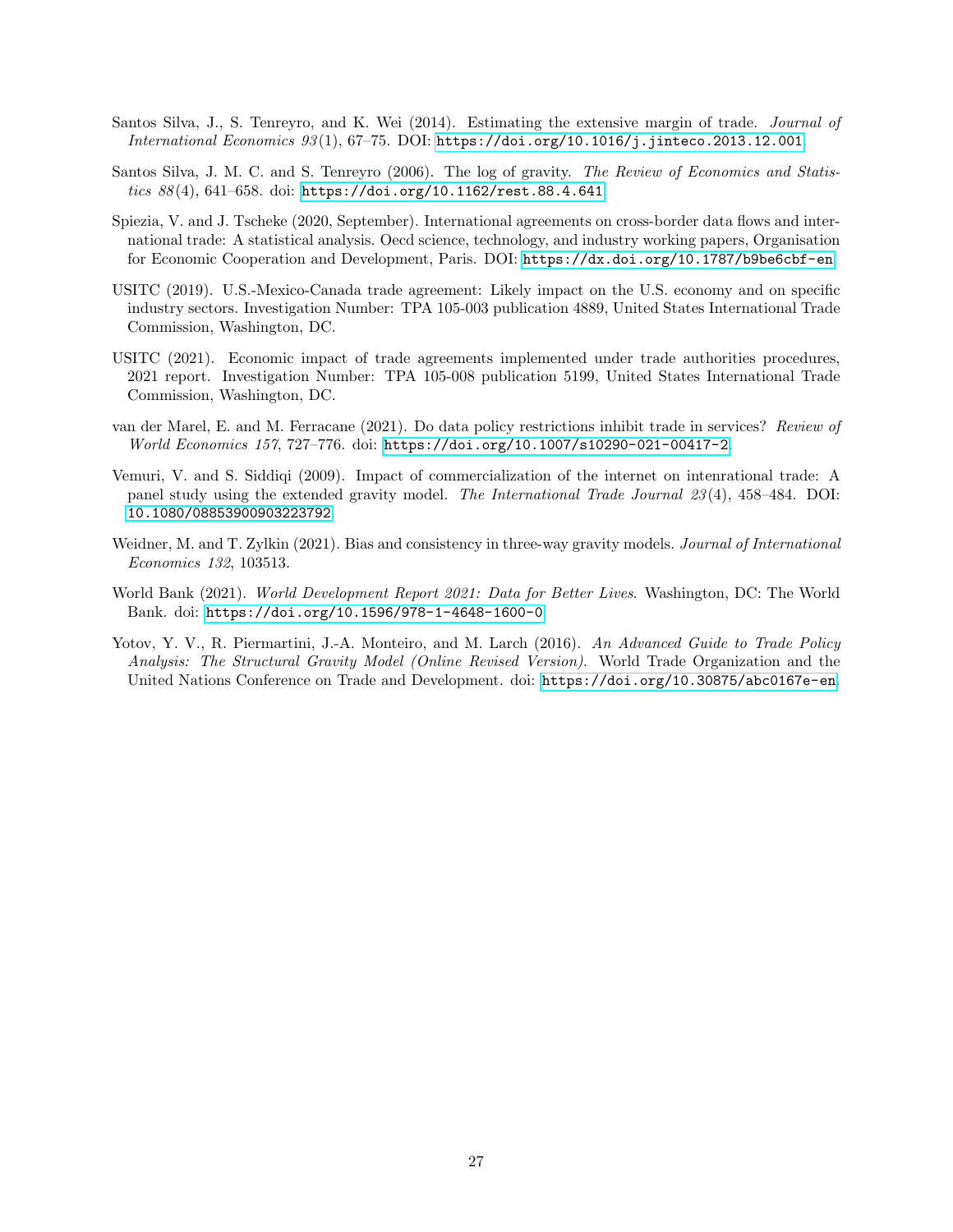Santos Silva, J., S. Tenreyro, and K. Wei (2014). Estimating the extensive margin of trade. *Journal of International Economics 93*(1), 67–75. DOI: https://doi.org/10.1016/j.jinteco.2013.12.001.

Santos Silva, J. M. C. and S. Tenreyro (2006). The log of gravity. *The Review of Economics and Statistics 88*(4), 641–658. doi: https://doi.org/10.1162/rest.88.4.641.

Spiezia, V. and J. Tscheke (2020, September). International agreements on cross-border data flows and international trade: A statistical analysis. Oecd science, technology, and industry working papers, Organisation for Economic Cooperation and Development, Paris. DOI: https://dx.doi.org/10.1787/b9be6cbf-en.

USITC (2019). U.S.-Mexico-Canada trade agreement: Likely impact on the U.S. economy and on specific industry sectors. Investigation Number: TPA 105-003 publication 4889, United States International Trade Commission, Washington, DC.

USITC (2021). Economic impact of trade agreements implemented under trade authorities procedures, 2021 report. Investigation Number: TPA 105-008 publication 5199, United States International Trade Commission, Washington, DC.

van der Marel, E. and M. Ferracane (2021). Do data policy restrictions inhibit trade in services? *Review of World Economics 157*, 727–776. doi: https://doi.org/10.1007/s10290-021-00417-2.

Vemuri, V. and S. Siddiqi (2009). Impact of commercialization of the internet on intenrational trade: A panel study using the extended gravity model. *The International Trade Journal 23*(4), 458–484. DOI: 10.1080/08853900903223792.

Weidner, M. and T. Zylkin (2021). Bias and consistency in three-way gravity models. *Journal of International Economics 132*, 103513.

World Bank (2021). *World Development Report 2021: Data for Better Lives*. Washington, DC: The World Bank. doi: https://doi.org/10.1596/978-1-4648-1600-0.

Yotov, Y. V., R. Piermartini, J.-A. Monteiro, and M. Larch (2016). *An Advanced Guide to Trade Policy Analysis: The Structural Gravity Model (Online Revised Version)*. World Trade Organization and the United Nations Conference on Trade and Development. doi: https://doi.org/10.30875/abc0167e-en.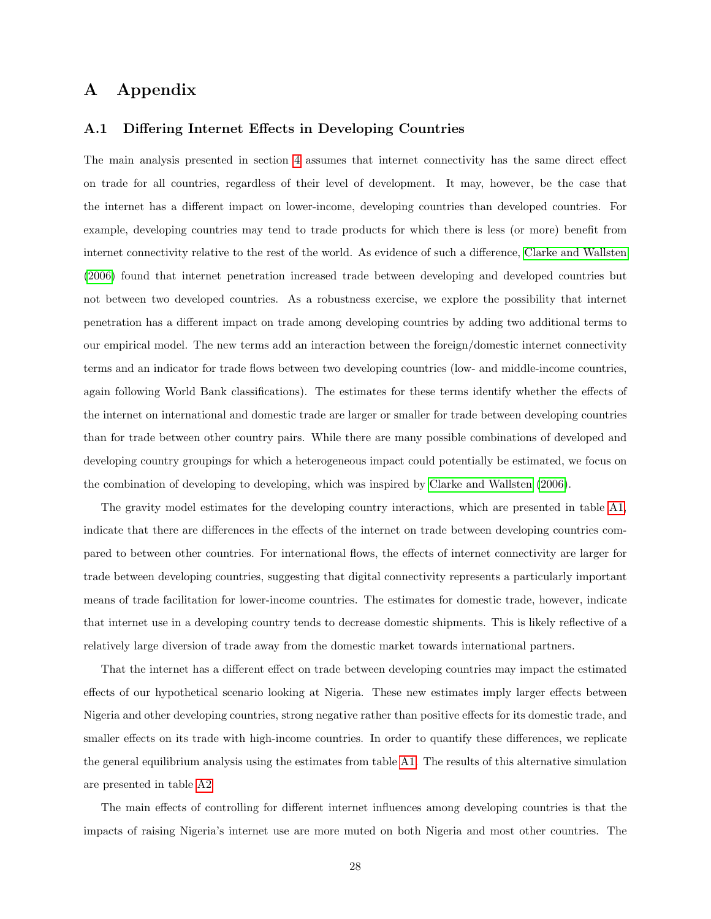# A Appendix

## A.1 Differing Internet Effects in Developing Countries

The main analysis presented in section 4 assumes that internet connectivity has the same direct effect on trade for all countries, regardless of their level of development. It may, however, be the case that the internet has a different impact on lower-income, developing countries than developed countries. For example, developing countries may tend to trade products for which there is less (or more) benefit from internet connectivity relative to the rest of the world. As evidence of such a difference, Clarke and Wallsten (2006) found that internet penetration increased trade between developing and developed countries but not between two developed countries. As a robustness exercise, we explore the possibility that internet penetration has a different impact on trade among developing countries by adding two additional terms to our empirical model. The new terms add an interaction between the foreign/domestic internet connectivity terms and an indicator for trade flows between two developing countries (low- and middle-income countries, again following World Bank classifications). The estimates for these terms identify whether the effects of the internet on international and domestic trade are larger or smaller for trade between developing countries than for trade between other country pairs. While there are many possible combinations of developed and developing country groupings for which a heterogeneous impact could potentially be estimated, we focus on the combination of developing to developing, which was inspired by Clarke and Wallsten (2006).

The gravity model estimates for the developing country interactions, which are presented in table A1, indicate that there are differences in the effects of the internet on trade between developing countries compared to between other countries. For international flows, the effects of internet connectivity are larger for trade between developing countries, suggesting that digital connectivity represents a particularly important means of trade facilitation for lower-income countries. The estimates for domestic trade, however, indicate that internet use in a developing country tends to decrease domestic shipments. This is likely reflective of a relatively large diversion of trade away from the domestic market towards international partners.

That the internet has a different effect on trade between developing countries may impact the estimated effects of our hypothetical scenario looking at Nigeria. These new estimates imply larger effects between Nigeria and other developing countries, strong negative rather than positive effects for its domestic trade, and smaller effects on its trade with high-income countries. In order to quantify these differences, we replicate the general equilibrium analysis using the estimates from table A1. The results of this alternative simulation are presented in table A2.

The main effects of controlling for different internet influences among developing countries is that the impacts of raising Nigeria's internet use are more muted on both Nigeria and most other countries. The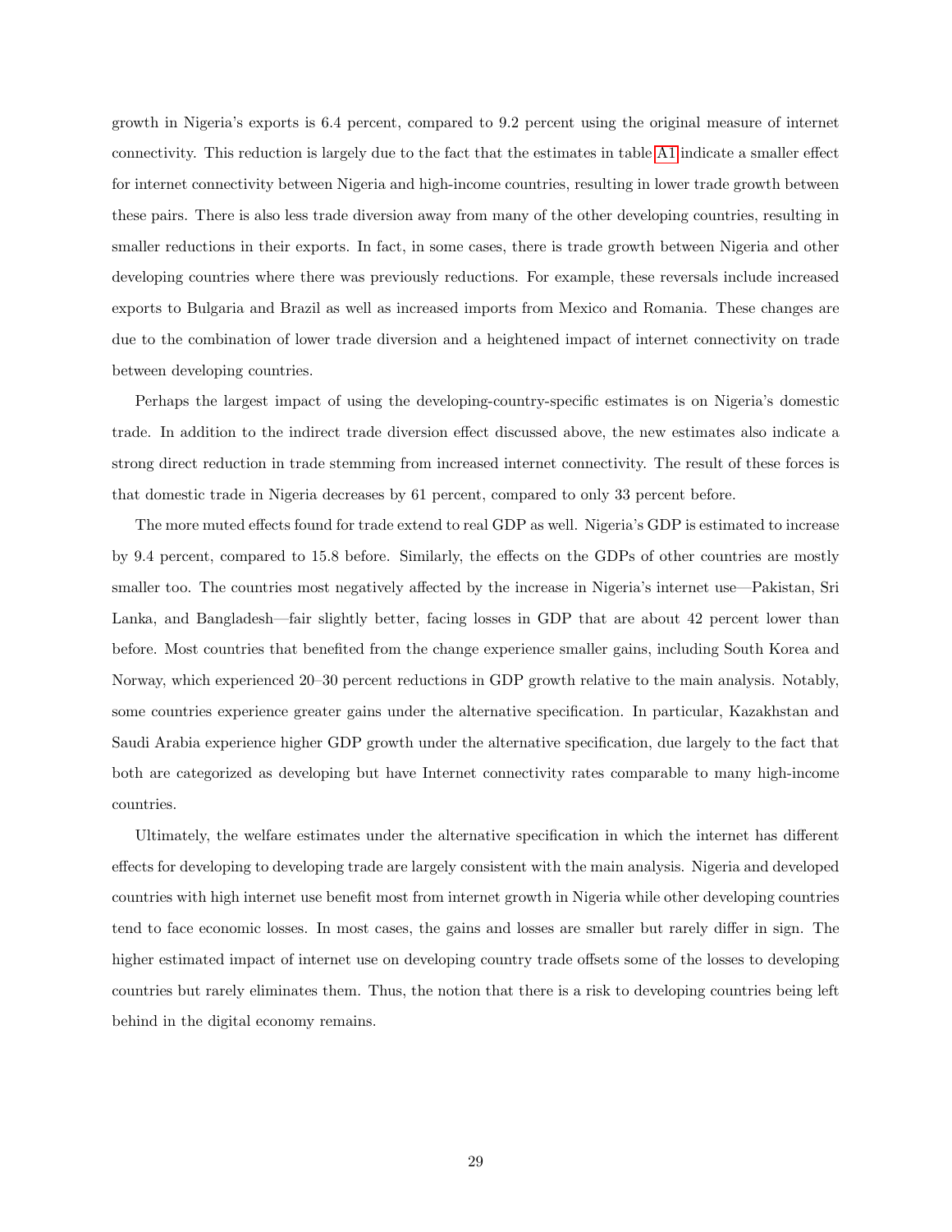growth in Nigeria's exports is 6.4 percent, compared to 9.2 percent using the original measure of internet connectivity. This reduction is largely due to the fact that the estimates in table A1 indicate a smaller effect for internet connectivity between Nigeria and high-income countries, resulting in lower trade growth between these pairs. There is also less trade diversion away from many of the other developing countries, resulting in smaller reductions in their exports. In fact, in some cases, there is trade growth between Nigeria and other developing countries where there was previously reductions. For example, these reversals include increased exports to Bulgaria and Brazil as well as increased imports from Mexico and Romania. These changes are due to the combination of lower trade diversion and a heightened impact of internet connectivity on trade between developing countries.

Perhaps the largest impact of using the developing-country-specific estimates is on Nigeria's domestic trade. In addition to the indirect trade diversion effect discussed above, the new estimates also indicate a strong direct reduction in trade stemming from increased internet connectivity. The result of these forces is that domestic trade in Nigeria decreases by 61 percent, compared to only 33 percent before.

The more muted effects found for trade extend to real GDP as well. Nigeria's GDP is estimated to increase by 9.4 percent, compared to 15.8 before. Similarly, the effects on the GDPs of other countries are mostly smaller too. The countries most negatively affected by the increase in Nigeria's internet use—Pakistan, Sri Lanka, and Bangladesh—fair slightly better, facing losses in GDP that are about 42 percent lower than before. Most countries that benefited from the change experience smaller gains, including South Korea and Norway, which experienced 20–30 percent reductions in GDP growth relative to the main analysis. Notably, some countries experience greater gains under the alternative specification. In particular, Kazakhstan and Saudi Arabia experience higher GDP growth under the alternative specification, due largely to the fact that both are categorized as developing but have Internet connectivity rates comparable to many high-income countries.

Ultimately, the welfare estimates under the alternative specification in which the internet has different effects for developing to developing trade are largely consistent with the main analysis. Nigeria and developed countries with high internet use benefit most from internet growth in Nigeria while other developing countries tend to face economic losses. In most cases, the gains and losses are smaller but rarely differ in sign. The higher estimated impact of internet use on developing country trade offsets some of the losses to developing countries but rarely eliminates them. Thus, the notion that there is a risk to developing countries being left behind in the digital economy remains.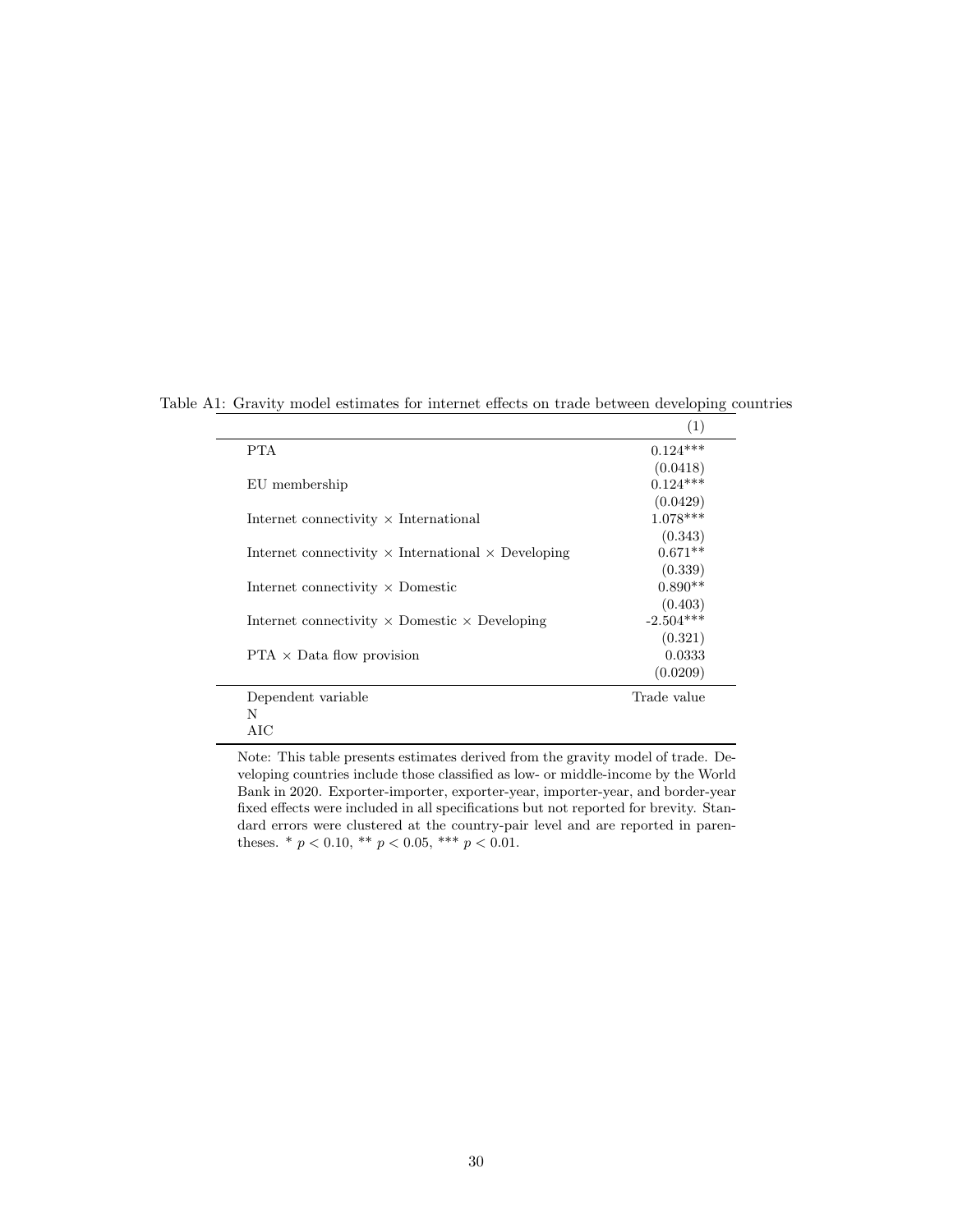Table A1: Gravity model estimates for internet effects on trade between developing countries

| | (1) |
|---|---|
| PTA | 0.124*** |
| | (0.0418) |
| EU membership | 0.124*** |
| | (0.0429) |
| Internet connectivity × International | 1.078*** |
| | (0.343) |
| Internet connectivity × International × Developing | 0.671** |
| | (0.339) |
| Internet connectivity × Domestic | 0.890** |
| | (0.403) |
| Internet connectivity × Domestic × Developing | -2.504*** |
| | (0.321) |
| PTA × Data flow provision | 0.0333 |
| | (0.0209) |
| Dependent variable | Trade value |
| N | |
| AIC | |

Note: This table presents estimates derived from the gravity model of trade. Developing countries include those classified as low- or middle-income by the World Bank in 2020. Exporter-importer, exporter-year, importer-year, and border-year fixed effects were included in all specifications but not reported for brevity. Standard errors were clustered at the country-pair level and are reported in parentheses. * $p < 0.10$, ** $p < 0.05$, *** $p < 0.01$.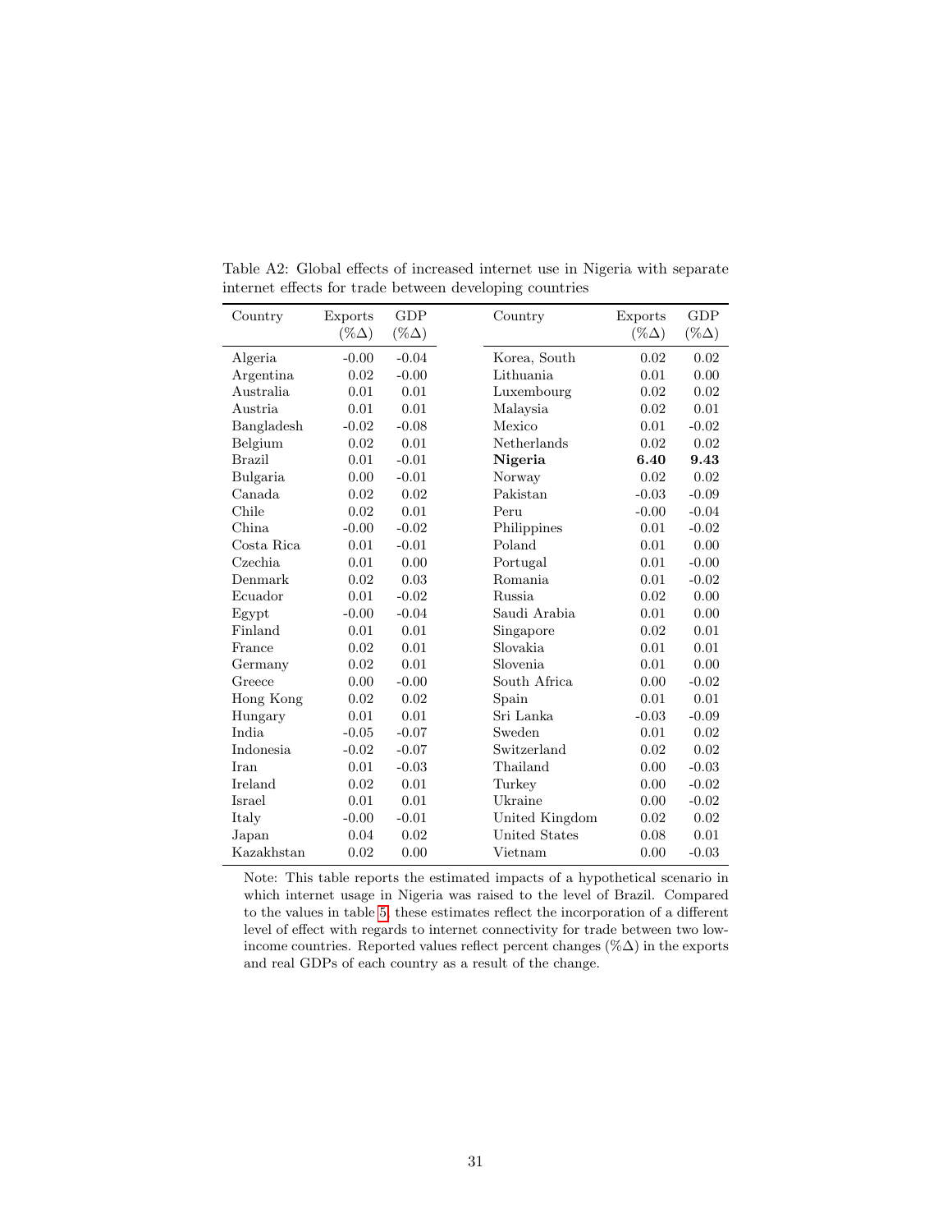Table A2: Global effects of increased internet use in Nigeria with separate internet effects for trade between developing countries

| Country | Exports (%Δ) | GDP (%Δ) | Country | Exports (%Δ) | GDP (%Δ) |
|---|---|---|---|---|---|
| Algeria | -0.00 | -0.04 | Korea, South | 0.02 | 0.02 |
| Argentina | 0.02 | -0.00 | Lithuania | 0.01 | 0.00 |
| Australia | 0.01 | 0.01 | Luxembourg | 0.02 | 0.02 |
| Austria | 0.01 | 0.01 | Malaysia | 0.02 | 0.01 |
| Bangladesh | -0.02 | -0.08 | Mexico | 0.01 | -0.02 |
| Belgium | 0.02 | 0.01 | Netherlands | 0.02 | 0.02 |
| Brazil | 0.01 | -0.01 | **Nigeria** | **6.40** | **9.43** |
| Bulgaria | 0.00 | -0.01 | Norway | 0.02 | 0.02 |
| Canada | 0.02 | 0.02 | Pakistan | -0.03 | -0.09 |
| Chile | 0.02 | 0.01 | Peru | -0.00 | -0.04 |
| China | -0.00 | -0.02 | Philippines | 0.01 | -0.02 |
| Costa Rica | 0.01 | -0.01 | Poland | 0.01 | 0.00 |
| Czechia | 0.01 | 0.00 | Portugal | 0.01 | -0.00 |
| Denmark | 0.02 | 0.03 | Romania | 0.01 | -0.02 |
| Ecuador | 0.01 | -0.02 | Russia | 0.02 | 0.00 |
| Egypt | -0.00 | -0.04 | Saudi Arabia | 0.01 | 0.00 |
| Finland | 0.01 | 0.01 | Singapore | 0.02 | 0.01 |
| France | 0.02 | 0.01 | Slovakia | 0.01 | 0.01 |
| Germany | 0.02 | 0.01 | Slovenia | 0.01 | 0.00 |
| Greece | 0.00 | -0.00 | South Africa | 0.00 | -0.02 |
| Hong Kong | 0.02 | 0.02 | Spain | 0.01 | 0.01 |
| Hungary | 0.01 | 0.01 | Sri Lanka | -0.03 | -0.09 |
| India | -0.05 | -0.07 | Sweden | 0.01 | 0.02 |
| Indonesia | -0.02 | -0.07 | Switzerland | 0.02 | 0.02 |
| Iran | 0.01 | -0.03 | Thailand | 0.00 | -0.03 |
| Ireland | 0.02 | 0.01 | Turkey | 0.00 | -0.02 |
| Israel | 0.01 | 0.01 | Ukraine | 0.00 | -0.02 |
| Italy | -0.00 | -0.01 | United Kingdom | 0.02 | 0.02 |
| Japan | 0.04 | 0.02 | United States | 0.08 | 0.01 |
| Kazakhstan | 0.02 | 0.00 | Vietnam | 0.00 | -0.03 |

Note: This table reports the estimated impacts of a hypothetical scenario in which internet usage in Nigeria was raised to the level of Brazil. Compared to the values in table 5, these estimates reflect the incorporation of a different level of effect with regards to internet connectivity for trade between two low-income countries. Reported values reflect percent changes (%Δ) in the exports and real GDPs of each country as a result of the change.